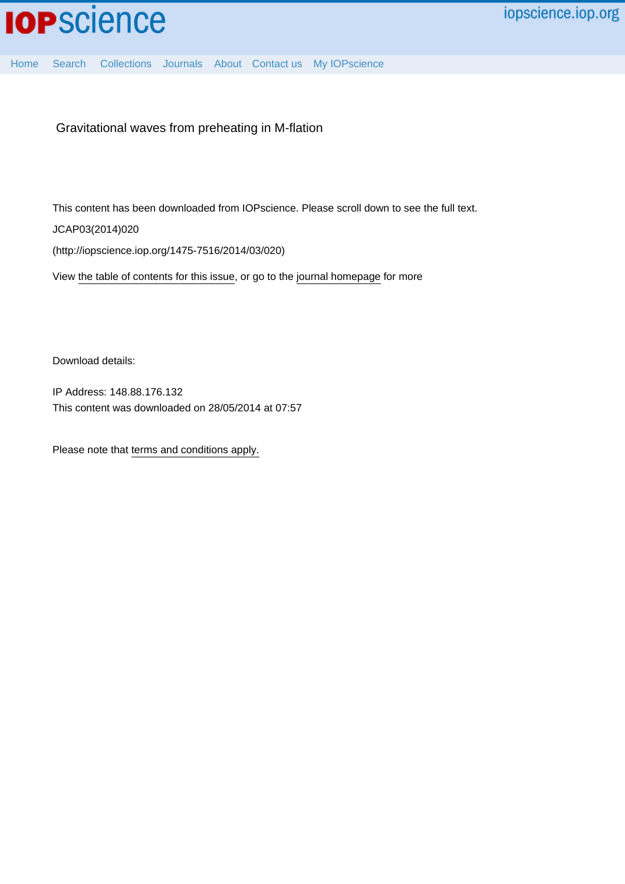Gravitational waves from preheating in M-flation

This content has been downloaded from IOPscience. Please scroll down to see the full text.

JCAP03(2014)020

(http://iopscience.iop.org/1475-7516/2014/03/020)

View the table of contents for this issue, or go to the journal homepage for more

Download details:

IP Address: 148.88.176.132

This content was downloaded on 28/05/2014 at 07:57

Please note that terms and conditions apply.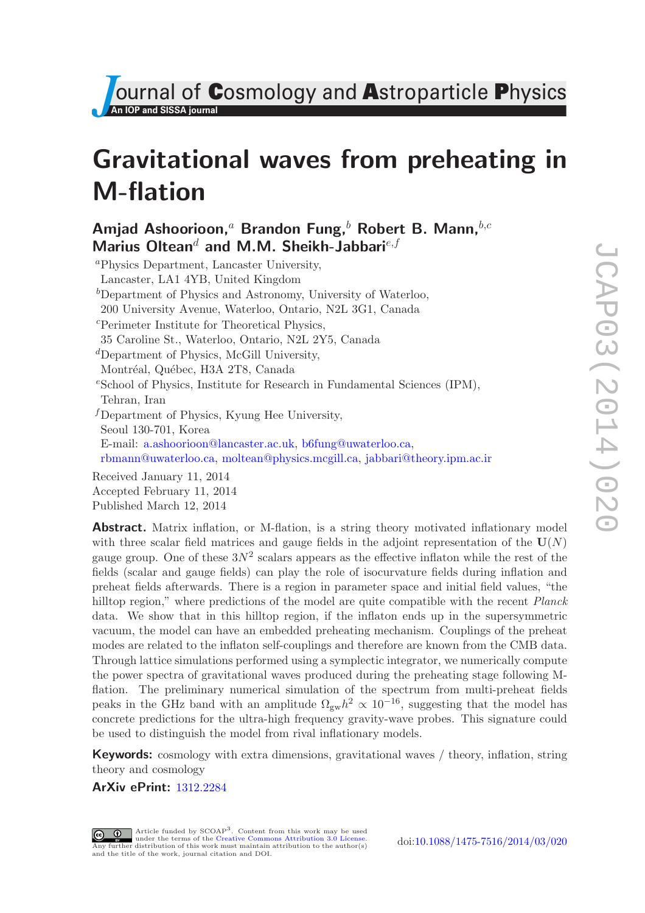# Gravitational waves from preheating in M-flation

**Amjad Ashoorioon,[a] Brandon Fung,[b] Robert B. Mann,[b,c] Marius Oltean[d] and M.M. Sheikh-Jabbari[e,f]**

[a]Physics Department, Lancaster University,
Lancaster, LA1 4YB, United Kingdom

[b]Department of Physics and Astronomy, University of Waterloo,
200 University Avenue, Waterloo, Ontario, N2L 3G1, Canada

[c]Perimeter Institute for Theoretical Physics,
35 Caroline St., Waterloo, Ontario, N2L 2Y5, Canada

[d]Department of Physics, McGill University,
Montréal, Québec, H3A 2T8, Canada

[e]School of Physics, Institute for Research in Fundamental Sciences (IPM),
Tehran, Iran

[f]Department of Physics, Kyung Hee University,
Seoul 130-701, Korea

E-mail: a.ashoorioon@lancaster.ac.uk, b6fung@uwaterloo.ca, rbmann@uwaterloo.ca, moltean@physics.mcgill.ca, jabbari@theory.ipm.ac.ir

Received January 11, 2014
Accepted February 11, 2014
Published March 12, 2014

**Abstract.** Matrix inflation, or M-flation, is a string theory motivated inflationary model with three scalar field matrices and gauge fields in the adjoint representation of the $\mathbf{U}(N)$ gauge group. One of these $3N^2$ scalars appears as the effective inflaton while the rest of the fields (scalar and gauge fields) can play the role of isocurvature fields during inflation and preheat fields afterwards. There is a region in parameter space and initial field values, "the hilltop region," where predictions of the model are quite compatible with the recent *Planck* data. We show that in this hilltop region, if the inflaton ends up in the supersymmetric vacuum, the model can have an embedded preheating mechanism. Couplings of the preheat modes are related to the inflaton self-couplings and therefore are known from the CMB data. Through lattice simulations performed using a symplectic integrator, we numerically compute the power spectra of gravitational waves produced during the preheating stage following M-flation. The preliminary numerical simulation of the spectrum from multi-preheat fields peaks in the GHz band with an amplitude $\Omega_{\rm gw}h^2 \propto 10^{-16}$, suggesting that the model has concrete predictions for the ultra-high frequency gravity-wave probes. This signature could be used to distinguish the model from rival inflationary models.

**Keywords:** cosmology with extra dimensions, gravitational waves / theory, inflation, string theory and cosmology

**ArXiv ePrint:** 1312.2284

Article funded by SCOAP[3]. Content from this work may be used under the terms of the Creative Commons Attribution 3.0 License. Any further distribution of this work must maintain attribution to the author(s) and the title of the work, journal citation and DOI.

doi:10.1088/1475-7516/2014/03/020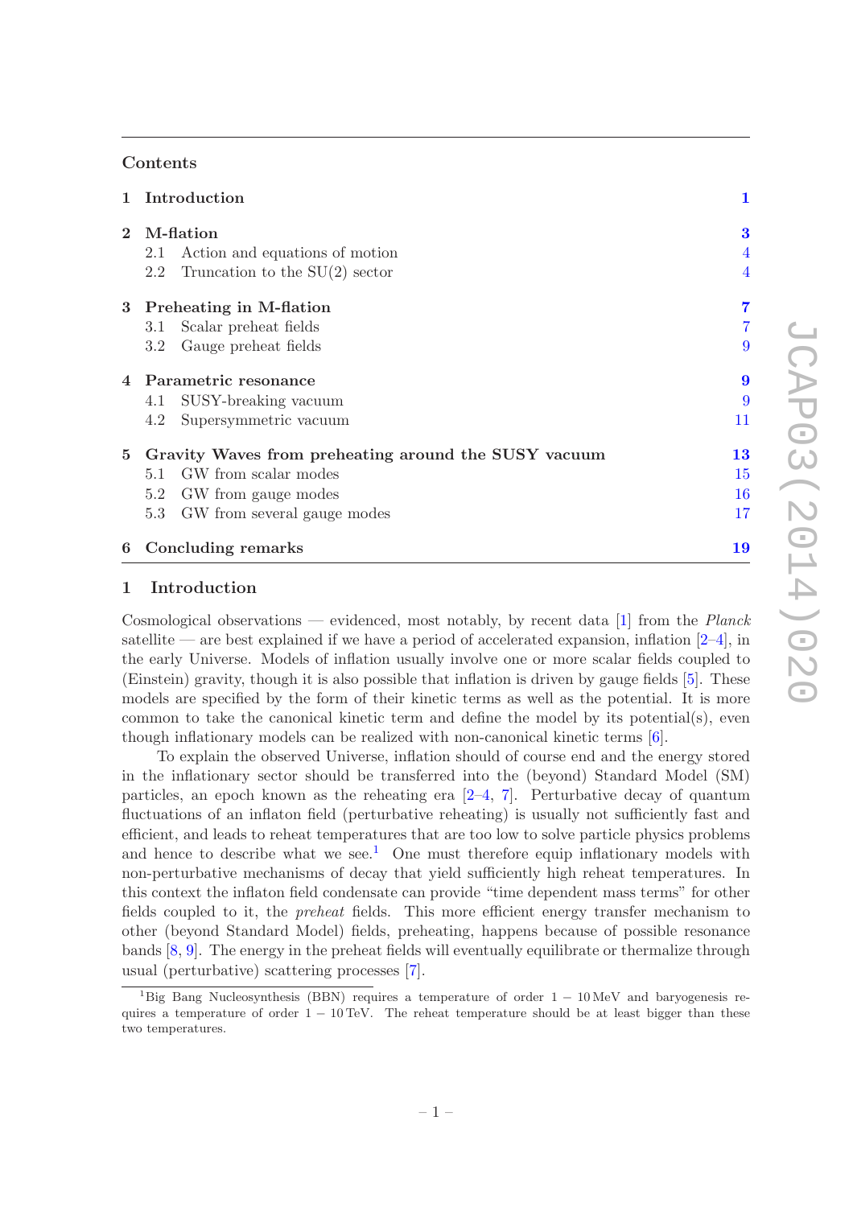## Contents

| | | |
|---|---|---|
| **1** | **Introduction** | **1** |
| **2** | **M-flation** | **3** |
| | 2.1 Action and equations of motion | 4 |
| | 2.2 Truncation to the SU(2) sector | 4 |
| **3** | **Preheating in M-flation** | **7** |
| | 3.1 Scalar preheat fields | 7 |
| | 3.2 Gauge preheat fields | 9 |
| **4** | **Parametric resonance** | **9** |
| | 4.1 SUSY-breaking vacuum | 9 |
| | 4.2 Supersymmetric vacuum | 11 |
| **5** | **Gravity Waves from preheating around the SUSY vacuum** | **13** |
| | 5.1 GW from scalar modes | 15 |
| | 5.2 GW from gauge modes | 16 |
| | 5.3 GW from several gauge modes | 17 |
| **6** | **Concluding remarks** | **19** |

# 1 Introduction

Cosmological observations — evidenced, most notably, by recent data [1] from the *Planck* satellite — are best explained if we have a period of accelerated expansion, inflation [2–4], in the early Universe. Models of inflation usually involve one or more scalar fields coupled to (Einstein) gravity, though it is also possible that inflation is driven by gauge fields [5]. These models are specified by the form of their kinetic terms as well as the potential. It is more common to take the canonical kinetic term and define the model by its potential(s), even though inflationary models can be realized with non-canonical kinetic terms [6].

To explain the observed Universe, inflation should of course end and the energy stored in the inflationary sector should be transferred into the (beyond) Standard Model (SM) particles, an epoch known as the reheating era [2–4, 7]. Perturbative decay of quantum fluctuations of an inflaton field (perturbative reheating) is usually not sufficiently fast and efficient, and leads to reheat temperatures that are too low to solve particle physics problems and hence to describe what we see.[1] One must therefore equip inflationary models with non-perturbative mechanisms of decay that yield sufficiently high reheat temperatures. In this context the inflaton field condensate can provide "time dependent mass terms" for other fields coupled to it, the *preheat* fields. This more efficient energy transfer mechanism to other (beyond Standard Model) fields, preheating, happens because of possible resonance bands [8, 9]. The energy in the preheat fields will eventually equilibrate or thermalize through usual (perturbative) scattering processes [7].

[1] Big Bang Nucleosynthesis (BBN) requires a temperature of order $1-10\,\mathrm{MeV}$ and baryogenesis requires a temperature of order $1-10\,\mathrm{TeV}$. The reheat temperature should be at least bigger than these two temperatures.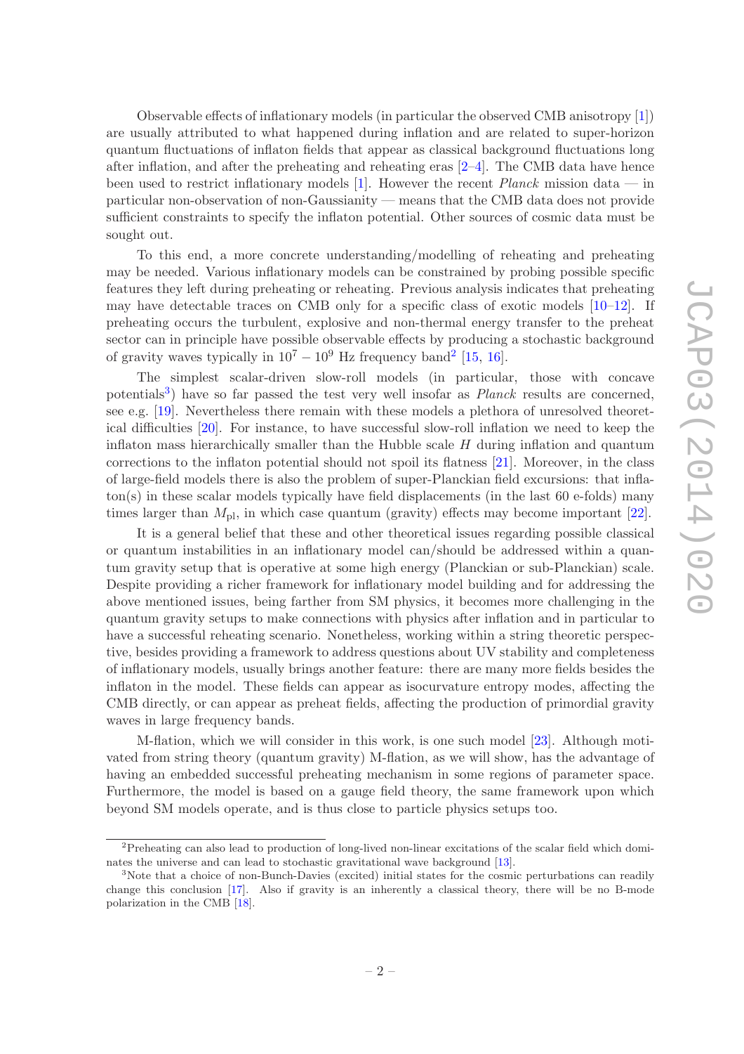Observable effects of inflationary models (in particular the observed CMB anisotropy [1]) are usually attributed to what happened during inflation and are related to super-horizon quantum fluctuations of inflaton fields that appear as classical background fluctuations long after inflation, and after the preheating and reheating eras [2–4]. The CMB data have hence been used to restrict inflationary models [1]. However the recent *Planck* mission data — in particular non-observation of non-Gaussianity — means that the CMB data does not provide sufficient constraints to specify the inflaton potential. Other sources of cosmic data must be sought out.

To this end, a more concrete understanding/modelling of reheating and preheating may be needed. Various inflationary models can be constrained by probing possible specific features they left during preheating or reheating. Previous analysis indicates that preheating may have detectable traces on CMB only for a specific class of exotic models [10–12]. If preheating occurs the turbulent, explosive and non-thermal energy transfer to the preheat sector can in principle have possible observable effects by producing a stochastic background of gravity waves typically in $10^7 - 10^9$ Hz frequency band[2] [15, 16].

The simplest scalar-driven slow-roll models (in particular, those with concave potentials[3]) have so far passed the test very well insofar as *Planck* results are concerned, see e.g. [19]. Nevertheless there remain with these models a plethora of unresolved theoretical difficulties [20]. For instance, to have successful slow-roll inflation we need to keep the inflaton mass hierarchically smaller than the Hubble scale $H$ during inflation and quantum corrections to the inflaton potential should not spoil its flatness [21]. Moreover, in the class of large-field models there is also the problem of super-Planckian field excursions: that inflaton(s) in these scalar models typically have field displacements (in the last 60 e-folds) many times larger than $M_{\rm pl}$, in which case quantum (gravity) effects may become important [22].

It is a general belief that these and other theoretical issues regarding possible classical or quantum instabilities in an inflationary model can/should be addressed within a quantum gravity setup that is operative at some high energy (Planckian or sub-Planckian) scale. Despite providing a richer framework for inflationary model building and for addressing the above mentioned issues, being farther from SM physics, it becomes more challenging in the quantum gravity setups to make connections with physics after inflation and in particular to have a successful reheating scenario. Nonetheless, working within a string theoretic perspective, besides providing a framework to address questions about UV stability and completeness of inflationary models, usually brings another feature: there are many more fields besides the inflaton in the model. These fields can appear as isocurvature entropy modes, affecting the CMB directly, or can appear as preheat fields, affecting the production of primordial gravity waves in large frequency bands.

M-flation, which we will consider in this work, is one such model [23]. Although motivated from string theory (quantum gravity) M-flation, as we will show, has the advantage of having an embedded successful preheating mechanism in some regions of parameter space. Furthermore, the model is based on a gauge field theory, the same framework upon which beyond SM models operate, and is thus close to particle physics setups too.

[2]Preheating can also lead to production of long-lived non-linear excitations of the scalar field which dominates the universe and can lead to stochastic gravitational wave background [13].

[3]Note that a choice of non-Bunch-Davies (excited) initial states for the cosmic perturbations can readily change this conclusion [17]. Also if gravity is an inherently a classical theory, there will be no B-mode polarization in the CMB [18].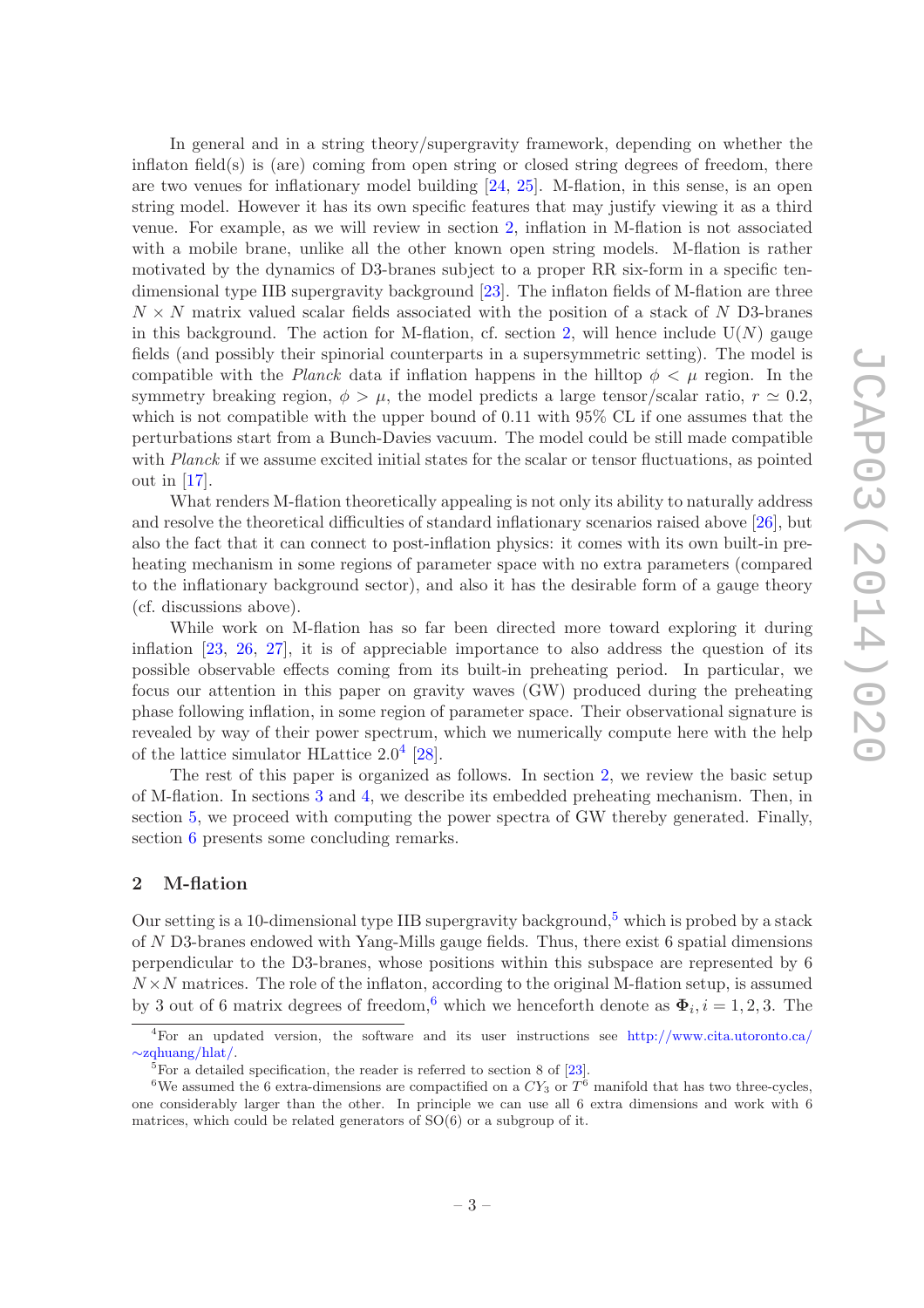In general and in a string theory/supergravity framework, depending on whether the inflaton field(s) is (are) coming from open string or closed string degrees of freedom, there are two venues for inflationary model building [24, 25]. M-flation, in this sense, is an open string model. However it has its own specific features that may justify viewing it as a third venue. For example, as we will review in section 2, inflation in M-flation is not associated with a mobile brane, unlike all the other known open string models. M-flation is rather motivated by the dynamics of D3-branes subject to a proper RR six-form in a specific ten-dimensional type IIB supergravity background [23]. The inflaton fields of M-flation are three $N \times N$ matrix valued scalar fields associated with the position of a stack of $N$ D3-branes in this background. The action for M-flation, cf. section 2, will hence include U($N$) gauge fields (and possibly their spinorial counterparts in a supersymmetric setting). The model is compatible with the *Planck* data if inflation happens in the hilltop $\phi < \mu$ region. In the symmetry breaking region, $\phi > \mu$, the model predicts a large tensor/scalar ratio, $r \simeq 0.2$, which is not compatible with the upper bound of 0.11 with 95% CL if one assumes that the perturbations start from a Bunch-Davies vacuum. The model could be still made compatible with *Planck* if we assume excited initial states for the scalar or tensor fluctuations, as pointed out in [17].

What renders M-flation theoretically appealing is not only its ability to naturally address and resolve the theoretical difficulties of standard inflationary scenarios raised above [26], but also the fact that it can connect to post-inflation physics: it comes with its own built-in preheating mechanism in some regions of parameter space with no extra parameters (compared to the inflationary background sector), and also it has the desirable form of a gauge theory (cf. discussions above).

While work on M-flation has so far been directed more toward exploring it during inflation [23, 26, 27], it is of appreciable importance to also address the question of its possible observable effects coming from its built-in preheating period. In particular, we focus our attention in this paper on gravity waves (GW) produced during the preheating phase following inflation, in some region of parameter space. Their observational signature is revealed by way of their power spectrum, which we numerically compute here with the help of the lattice simulator HLattice 2.0[4] [28].

The rest of this paper is organized as follows. In section 2, we review the basic setup of M-flation. In sections 3 and 4, we describe its embedded preheating mechanism. Then, in section 5, we proceed with computing the power spectra of GW thereby generated. Finally, section 6 presents some concluding remarks.

## 2 M-flation

Our setting is a 10-dimensional type IIB supergravity background,[5] which is probed by a stack of $N$ D3-branes endowed with Yang-Mills gauge fields. Thus, there exist 6 spatial dimensions perpendicular to the D3-branes, whose positions within this subspace are represented by 6 $N \times N$ matrices. The role of the inflaton, according to the original M-flation setup, is assumed by 3 out of 6 matrix degrees of freedom,[6] which we henceforth denote as $\mathbf{\Phi}_i, i = 1, 2, 3$. The

---

[4]For an updated version, the software and its user instructions see http://www.cita.utoronto.ca/~zqhuang/hlat/.

[5]For a detailed specification, the reader is referred to section 8 of [23].

[6]We assumed the 6 extra-dimensions are compactified on a $CY_3$ or $T^6$ manifold that has two three-cycles, one considerably larger than the other. In principle we can use all 6 extra dimensions and work with 6 matrices, which could be related generators of SO(6) or a subgroup of it.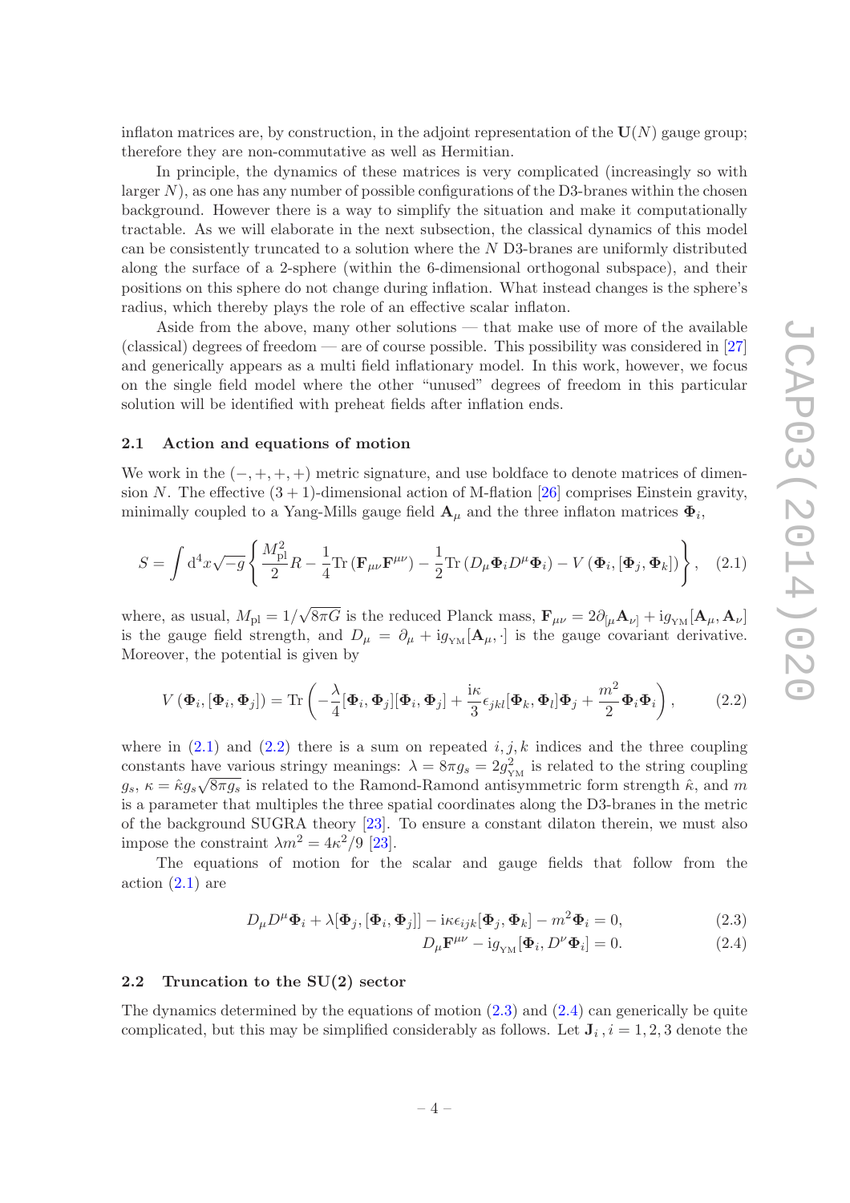inflaton matrices are, by construction, in the adjoint representation of the $\mathbf{U}(N)$ gauge group; therefore they are non-commutative as well as Hermitian.

In principle, the dynamics of these matrices is very complicated (increasingly so with larger $N$), as one has any number of possible configurations of the D3-branes within the chosen background. However there is a way to simplify the situation and make it computationally tractable. As we will elaborate in the next subsection, the classical dynamics of this model can be consistently truncated to a solution where the $N$ D3-branes are uniformly distributed along the surface of a 2-sphere (within the 6-dimensional orthogonal subspace), and their positions on this sphere do not change during inflation. What instead changes is the sphere's radius, which thereby plays the role of an effective scalar inflaton.

Aside from the above, many other solutions — that make use of more of the available (classical) degrees of freedom — are of course possible. This possibility was considered in [27] and generically appears as a multi field inflationary model. In this work, however, we focus on the single field model where the other "unused" degrees of freedom in this particular solution will be identified with preheat fields after inflation ends.

### 2.1 Action and equations of motion

We work in the $(-,+,+,+)$ metric signature, and use boldface to denote matrices of dimension $N$. The effective $(3+1)$-dimensional action of M-flation [26] comprises Einstein gravity, minimally coupled to a Yang-Mills gauge field $\mathbf{A}_\mu$ and the three inflaton matrices $\mathbf{\Phi}_i$,

$$S = \int \mathrm{d}^4x\sqrt{-g}\left\{\frac{M_{\rm pl}^2}{2}R - \frac{1}{4}\mathrm{Tr}\left(\mathbf{F}_{\mu\nu}\mathbf{F}^{\mu\nu}\right) - \frac{1}{2}\mathrm{Tr}\left(D_\mu\mathbf{\Phi}_i D^\mu\mathbf{\Phi}_i\right) - V\left(\mathbf{\Phi}_i,[\mathbf{\Phi}_j,\mathbf{\Phi}_k]\right)\right\}, \quad (2.1)$$

where, as usual, $M_{\rm pl} = 1/\sqrt{8\pi G}$ is the reduced Planck mass, $\mathbf{F}_{\mu\nu} = 2\partial_{[\mu}\mathbf{A}_{\nu]} + \mathrm{i}g_{\rm YM}[\mathbf{A}_\mu,\mathbf{A}_\nu]$ is the gauge field strength, and $D_\mu = \partial_\mu + \mathrm{i}g_{\rm YM}[\mathbf{A}_\mu,\cdot]$ is the gauge covariant derivative. Moreover, the potential is given by

$$V\left(\mathbf{\Phi}_i,[\mathbf{\Phi}_i,\mathbf{\Phi}_j]\right) = \mathrm{Tr}\left(-\frac{\lambda}{4}[\mathbf{\Phi}_i,\mathbf{\Phi}_j][\mathbf{\Phi}_i,\mathbf{\Phi}_j] + \frac{\mathrm{i}\kappa}{3}\epsilon_{jkl}[\mathbf{\Phi}_k,\mathbf{\Phi}_l]\mathbf{\Phi}_j + \frac{m^2}{2}\mathbf{\Phi}_i\mathbf{\Phi}_i\right), \quad (2.2)$$

where in (2.1) and (2.2) there is a sum on repeated $i,j,k$ indices and the three coupling constants have various stringy meanings: $\lambda = 8\pi g_s = 2g_{\rm YM}^2$ is related to the string coupling $g_s$, $\kappa = \hat{\kappa}g_s\sqrt{8\pi g_s}$ is related to the Ramond-Ramond antisymmetric form strength $\hat{\kappa}$, and $m$ is a parameter that multiples the three spatial coordinates along the D3-branes in the metric of the background SUGRA theory [23]. To ensure a constant dilaton therein, we must also impose the constraint $\lambda m^2 = 4\kappa^2/9$ [23].

The equations of motion for the scalar and gauge fields that follow from the action (2.1) are

$$D_\mu D^\mu\mathbf{\Phi}_i + \lambda[\mathbf{\Phi}_j,[\mathbf{\Phi}_i,\mathbf{\Phi}_j]] - \mathrm{i}\kappa\epsilon_{ijk}[\mathbf{\Phi}_j,\mathbf{\Phi}_k] - m^2\mathbf{\Phi}_i = 0, \quad (2.3)$$

$$D_\mu\mathbf{F}^{\mu\nu} - \mathrm{i}g_{\rm YM}[\mathbf{\Phi}_i,D^\nu\mathbf{\Phi}_i] = 0. \quad (2.4)$$

### 2.2 Truncation to the SU(2) sector

The dynamics determined by the equations of motion (2.3) and (2.4) can generically be quite complicated, but this may be simplified considerably as follows. Let $\mathbf{J}_i\,, i=1,2,3$ denote the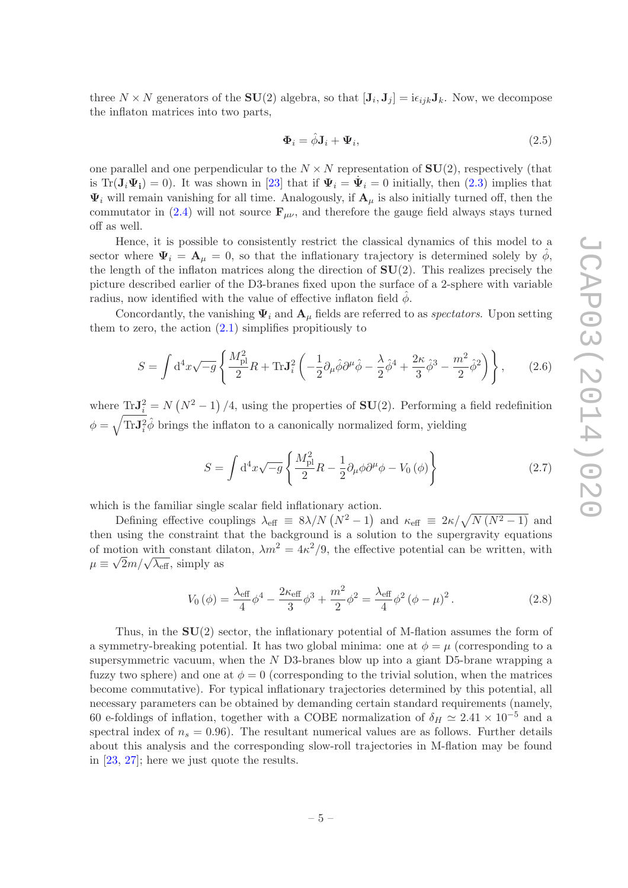three $N \times N$ generators of the $\mathbf{SU}(2)$ algebra, so that $[\mathbf{J}_i, \mathbf{J}_j] = \mathrm{i}\epsilon_{ijk}\mathbf{J}_k$. Now, we decompose the inflaton matrices into two parts,

$$\mathbf{\Phi}_i = \hat{\phi}\mathbf{J}_i + \mathbf{\Psi}_i, \tag{2.5}$$

one parallel and one perpendicular to the $N \times N$ representation of $\mathbf{SU}(2)$, respectively (that is $\mathrm{Tr}(\mathbf{J}_i\mathbf{\Psi}_\mathbf{i}) = 0$). It was shown in [23] that if $\mathbf{\Psi}_i = \dot{\mathbf{\Psi}}_i = 0$ initially, then (2.3) implies that $\mathbf{\Psi}_i$ will remain vanishing for all time. Analogously, if $\mathbf{A}_\mu$ is also initially turned off, then the commutator in (2.4) will not source $\mathbf{F}_{\mu\nu}$, and therefore the gauge field always stays turned off as well.

Hence, it is possible to consistently restrict the classical dynamics of this model to a sector where $\mathbf{\Psi}_i = \mathbf{A}_\mu = 0$, so that the inflationary trajectory is determined solely by $\hat{\phi}$, the length of the inflaton matrices along the direction of $\mathbf{SU}(2)$. This realizes precisely the picture described earlier of the D3-branes fixed upon the surface of a 2-sphere with variable radius, now identified with the value of effective inflaton field $\hat{\phi}$.

Concordantly, the vanishing $\mathbf{\Psi}_i$ and $\mathbf{A}_\mu$ fields are referred to as *spectators*. Upon setting them to zero, the action (2.1) simplifies propitiously to

$$S = \int \mathrm{d}^4x\sqrt{-g}\left\{\frac{M_{\mathrm{pl}}^2}{2}R + \mathrm{Tr}\mathbf{J}_i^2\left(-\frac{1}{2}\partial_\mu\hat{\phi}\partial^\mu\hat{\phi} - \frac{\lambda}{2}\hat{\phi}^4 + \frac{2\kappa}{3}\hat{\phi}^3 - \frac{m^2}{2}\hat{\phi}^2\right)\right\}, \tag{2.6}$$

where $\mathrm{Tr}\mathbf{J}_i^2 = N\left(N^2-1\right)/4$, using the properties of $\mathbf{SU}(2)$. Performing a field redefinition $\phi = \sqrt{\mathrm{Tr}\mathbf{J}_i^2}\hat{\phi}$ brings the inflaton to a canonically normalized form, yielding

$$S = \int \mathrm{d}^4x\sqrt{-g}\left\{\frac{M_{\mathrm{pl}}^2}{2}R - \frac{1}{2}\partial_\mu\phi\partial^\mu\phi - V_0\left(\phi\right)\right\} \tag{2.7}$$

which is the familiar single scalar field inflationary action.

Defining effective couplings $\lambda_{\mathrm{eff}} \equiv 8\lambda/N\left(N^2-1\right)$ and $\kappa_{\mathrm{eff}} \equiv 2\kappa/\sqrt{N\left(N^2-1\right)}$ and then using the constraint that the background is a solution to the supergravity equations of motion with constant dilaton, $\lambda m^2 = 4\kappa^2/9$, the effective potential can be written, with $\mu \equiv \sqrt{2}m/\sqrt{\lambda_{\mathrm{eff}}}$, simply as

$$V_0\left(\phi\right) = \frac{\lambda_{\mathrm{eff}}}{4}\phi^4 - \frac{2\kappa_{\mathrm{eff}}}{3}\phi^3 + \frac{m^2}{2}\phi^2 = \frac{\lambda_{\mathrm{eff}}}{4}\phi^2\left(\phi-\mu\right)^2. \tag{2.8}$$

Thus, in the $\mathbf{SU}(2)$ sector, the inflationary potential of M-flation assumes the form of a symmetry-breaking potential. It has two global minima: one at $\phi = \mu$ (corresponding to a supersymmetric vacuum, when the $N$ D3-branes blow up into a giant D5-brane wrapping a fuzzy two sphere) and one at $\phi = 0$ (corresponding to the trivial solution, when the matrices become commutative). For typical inflationary trajectories determined by this potential, all necessary parameters can be obtained by demanding certain standard requirements (namely, 60 e-foldings of inflation, together with a COBE normalization of $\delta_H \simeq 2.41 \times 10^{-5}$ and a spectral index of $n_s = 0.96$). The resultant numerical values are as follows. Further details about this analysis and the corresponding slow-roll trajectories in M-flation may be found in [23, 27]; here we just quote the results.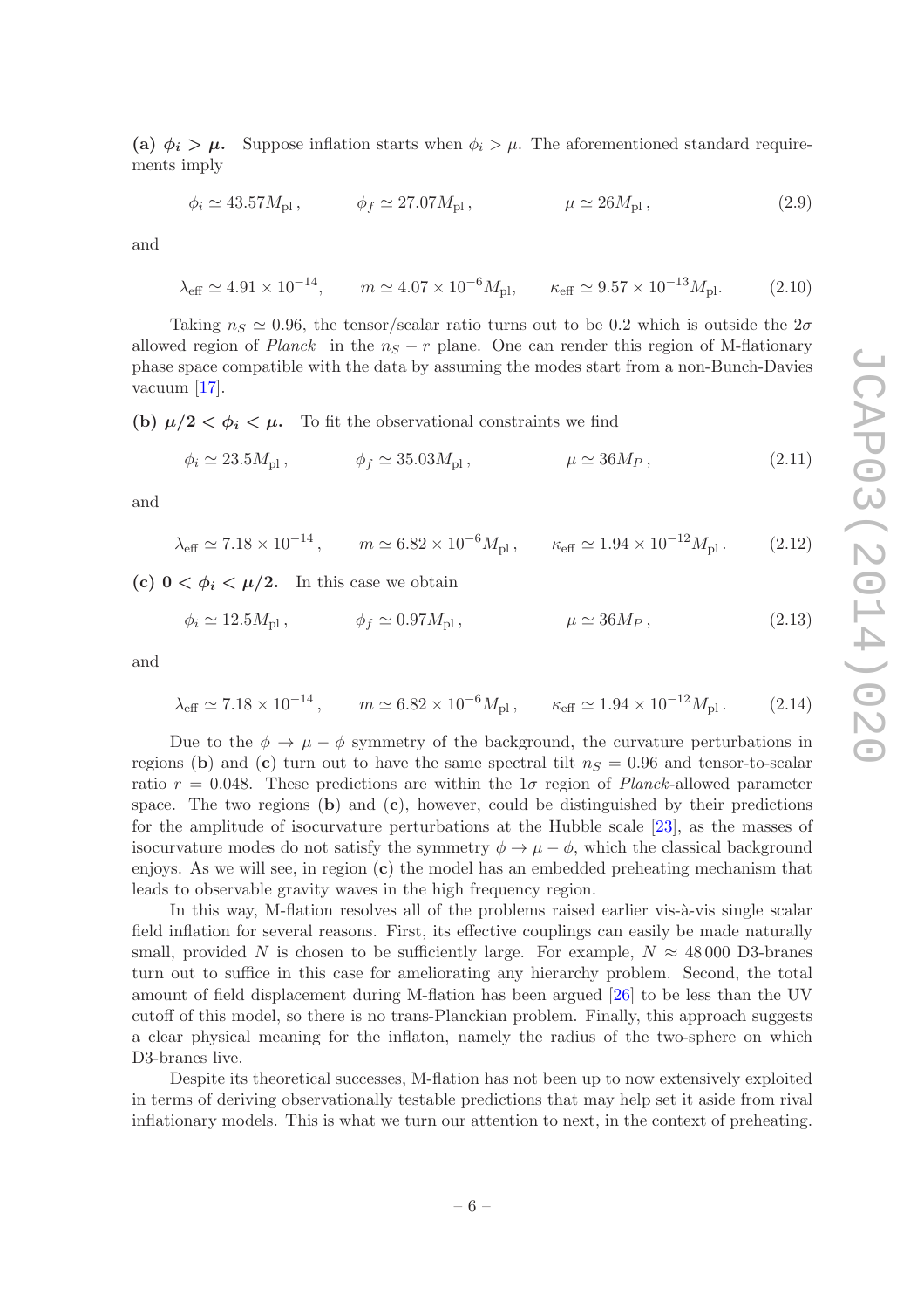**(a) $\phi_i > \mu$.** Suppose inflation starts when $\phi_i > \mu$. The aforementioned standard requirements imply

$$\phi_i \simeq 43.57 M_{\rm pl}\,, \qquad \phi_f \simeq 27.07 M_{\rm pl}\,, \qquad \mu \simeq 26 M_{\rm pl}\,, \tag{2.9}$$

and

$$\lambda_{\rm eff} \simeq 4.91 \times 10^{-14}, \qquad m \simeq 4.07 \times 10^{-6} M_{\rm pl}, \qquad \kappa_{\rm eff} \simeq 9.57 \times 10^{-13} M_{\rm pl}. \tag{2.10}$$

Taking $n_S \simeq 0.96$, the tensor/scalar ratio turns out to be 0.2 which is outside the $2\sigma$ allowed region of *Planck* in the $n_S - r$ plane. One can render this region of M-flationary phase space compatible with the data by assuming the modes start from a non-Bunch-Davies vacuum [17].

**(b) $\mu/2 < \phi_i < \mu$.** To fit the observational constraints we find

$$\phi_i \simeq 23.5 M_{\rm pl}\,, \qquad \phi_f \simeq 35.03 M_{\rm pl}\,, \qquad \mu \simeq 36 M_P\,, \tag{2.11}$$

and

$$\lambda_{\rm eff} \simeq 7.18 \times 10^{-14}\,, \qquad m \simeq 6.82 \times 10^{-6} M_{\rm pl}\,, \qquad \kappa_{\rm eff} \simeq 1.94 \times 10^{-12} M_{\rm pl}\,. \tag{2.12}$$

**(c) $0 < \phi_i < \mu/2$.** In this case we obtain

$$\phi_i \simeq 12.5 M_{\rm pl}\,, \qquad \phi_f \simeq 0.97 M_{\rm pl}\,, \qquad \mu \simeq 36 M_P\,, \tag{2.13}$$

and

$$\lambda_{\rm eff} \simeq 7.18 \times 10^{-14}\,, \qquad m \simeq 6.82 \times 10^{-6} M_{\rm pl}\,, \qquad \kappa_{\rm eff} \simeq 1.94 \times 10^{-12} M_{\rm pl}\,. \tag{2.14}$$

Due to the $\phi \to \mu - \phi$ symmetry of the background, the curvature perturbations in regions (**b**) and (**c**) turn out to have the same spectral tilt $n_S = 0.96$ and tensor-to-scalar ratio $r = 0.048$. These predictions are within the $1\sigma$ region of *Planck*-allowed parameter space. The two regions (**b**) and (**c**), however, could be distinguished by their predictions for the amplitude of isocurvature perturbations at the Hubble scale [23], as the masses of isocurvature modes do not satisfy the symmetry $\phi \to \mu - \phi$, which the classical background enjoys. As we will see, in region (**c**) the model has an embedded preheating mechanism that leads to observable gravity waves in the high frequency region.

In this way, M-flation resolves all of the problems raised earlier vis-à-vis single scalar field inflation for several reasons. First, its effective couplings can easily be made naturally small, provided $N$ is chosen to be sufficiently large. For example, $N \approx 48\,000$ D3-branes turn out to suffice in this case for ameliorating any hierarchy problem. Second, the total amount of field displacement during M-flation has been argued [26] to be less than the UV cutoff of this model, so there is no trans-Planckian problem. Finally, this approach suggests a clear physical meaning for the inflaton, namely the radius of the two-sphere on which D3-branes live.

Despite its theoretical successes, M-flation has not been up to now extensively exploited in terms of deriving observationally testable predictions that may help set it aside from rival inflationary models. This is what we turn our attention to next, in the context of preheating.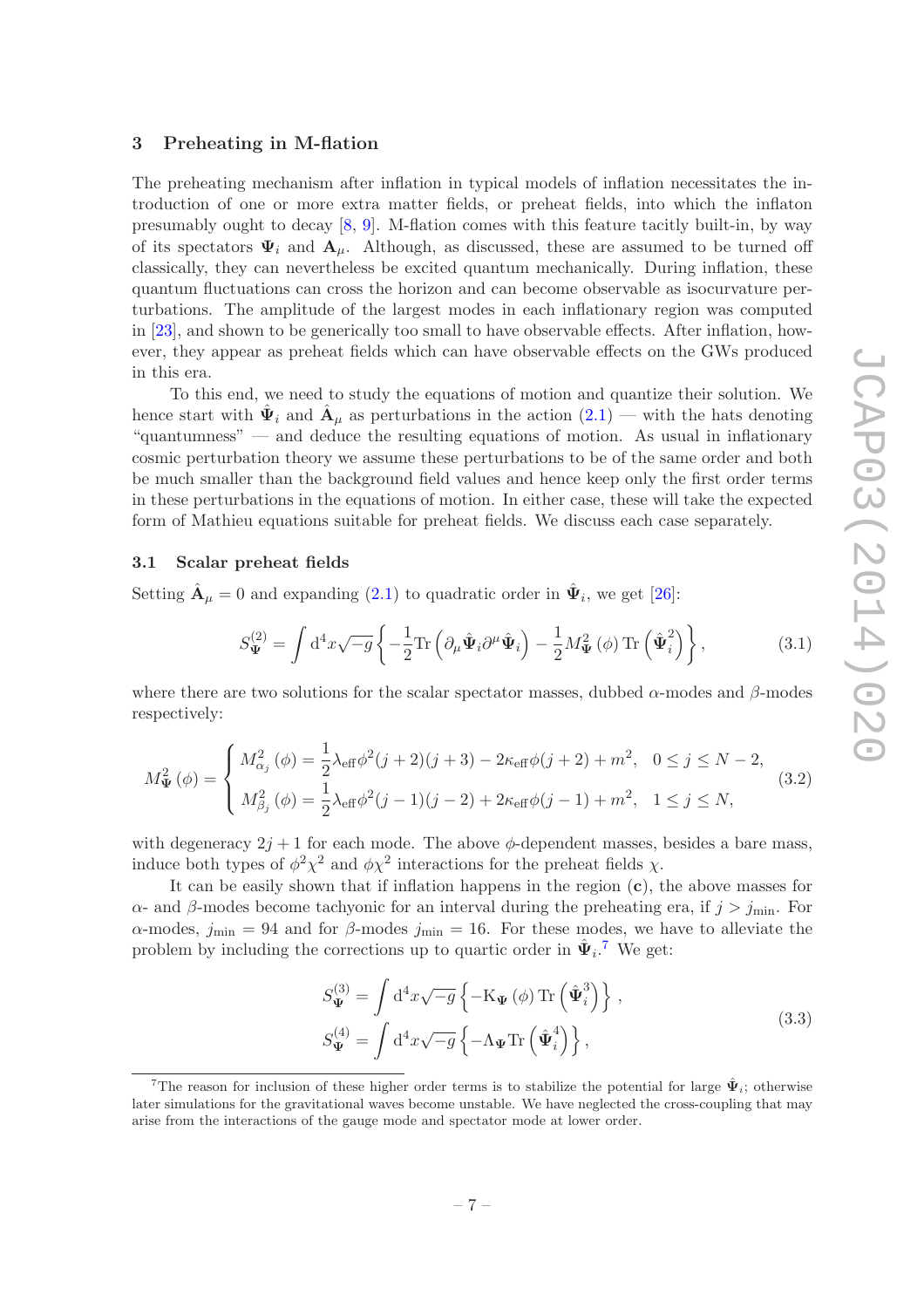## 3 Preheating in M-flation

The preheating mechanism after inflation in typical models of inflation necessitates the introduction of one or more extra matter fields, or preheat fields, into which the inflaton presumably ought to decay [8, 9]. M-flation comes with this feature tacitly built-in, by way of its spectators $\mathbf{\Psi}_i$ and $\mathbf{A}_\mu$. Although, as discussed, these are assumed to be turned off classically, they can nevertheless be excited quantum mechanically. During inflation, these quantum fluctuations can cross the horizon and can become observable as isocurvature perturbations. The amplitude of the largest modes in each inflationary region was computed in [23], and shown to be generically too small to have observable effects. After inflation, however, they appear as preheat fields which can have observable effects on the GWs produced in this era.

To this end, we need to study the equations of motion and quantize their solution. We hence start with $\hat{\mathbf{\Psi}}_i$ and $\hat{\mathbf{A}}_\mu$ as perturbations in the action (2.1) — with the hats denoting "quantumness" — and deduce the resulting equations of motion. As usual in inflationary cosmic perturbation theory we assume these perturbations to be of the same order and both be much smaller than the background field values and hence keep only the first order terms in these perturbations in the equations of motion. In either case, these will take the expected form of Mathieu equations suitable for preheat fields. We discuss each case separately.

### 3.1 Scalar preheat fields

Setting $\hat{\mathbf{A}}_\mu = 0$ and expanding (2.1) to quadratic order in $\hat{\mathbf{\Psi}}_i$, we get [26]:

$$S^{(2)}_{\mathbf{\Psi}} = \int \mathrm{d}^4x\sqrt{-g}\left\{-\frac{1}{2}\mathrm{Tr}\left(\partial_\mu \hat{\mathbf{\Psi}}_i \partial^\mu \hat{\mathbf{\Psi}}_i\right) - \frac{1}{2}M^2_{\mathbf{\Psi}}(\phi)\,\mathrm{Tr}\left(\hat{\mathbf{\Psi}}_i^2\right)\right\}, \tag{3.1}$$

where there are two solutions for the scalar spectator masses, dubbed $\alpha$-modes and $\beta$-modes respectively:

$$M^2_{\mathbf{\Psi}}(\phi) = \begin{cases} M^2_{\alpha_j}(\phi) = \frac{1}{2}\lambda_{\mathrm{eff}}\phi^2(j+2)(j+3) - 2\kappa_{\mathrm{eff}}\phi(j+2) + m^2, & 0 \le j \le N-2, \\ M^2_{\beta_j}(\phi) = \frac{1}{2}\lambda_{\mathrm{eff}}\phi^2(j-1)(j-2) + 2\kappa_{\mathrm{eff}}\phi(j-1) + m^2, & 1 \le j \le N, \end{cases} \tag{3.2}$$

with degeneracy $2j+1$ for each mode. The above $\phi$-dependent masses, besides a bare mass, induce both types of $\phi^2\chi^2$ and $\phi\chi^2$ interactions for the preheat fields $\chi$.

It can be easily shown that if inflation happens in the region (**c**), the above masses for $\alpha$- and $\beta$-modes become tachyonic for an interval during the preheating era, if $j > j_{\mathrm{min}}$. For $\alpha$-modes, $j_{\mathrm{min}} = 94$ and for $\beta$-modes $j_{\mathrm{min}} = 16$. For these modes, we have to alleviate the problem by including the corrections up to quartic order in $\hat{\mathbf{\Psi}}_i$.[7] We get:

$$\begin{aligned} S^{(3)}_{\mathbf{\Psi}} &= \int \mathrm{d}^4x\sqrt{-g}\left\{-\mathrm{K}_{\mathbf{\Psi}}(\phi)\,\mathrm{Tr}\left(\hat{\mathbf{\Psi}}_i^3\right)\right\}, \\ S^{(4)}_{\mathbf{\Psi}} &= \int \mathrm{d}^4x\sqrt{-g}\left\{-\Lambda_{\mathbf{\Psi}}\mathrm{Tr}\left(\hat{\mathbf{\Psi}}_i^4\right)\right\}, \end{aligned} \tag{3.3}$$

[7] The reason for inclusion of these higher order terms is to stabilize the potential for large $\hat{\mathbf{\Psi}}_i$; otherwise later simulations for the gravitational waves become unstable. We have neglected the cross-coupling that may arise from the interactions of the gauge mode and spectator mode at lower order.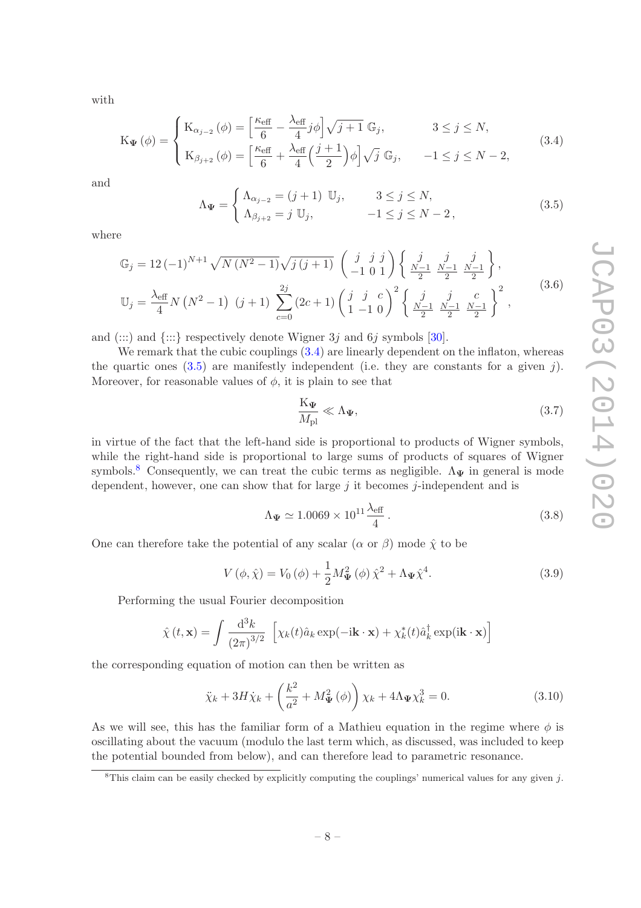with

$$
\mathrm{K}_{\boldsymbol{\Psi}}(\phi)=\begin{cases}\mathrm{K}_{\alpha_{j-2}}(\phi)=\left[\dfrac{\kappa_{\mathrm{eff}}}{6}-\dfrac{\lambda_{\mathrm{eff}}}{4}j\phi\right]\sqrt{j+1}\;\mathbb{G}_j, & 3\le j\le N,\\[2mm] \mathrm{K}_{\beta_{j+2}}(\phi)=\left[\dfrac{\kappa_{\mathrm{eff}}}{6}+\dfrac{\lambda_{\mathrm{eff}}}{4}\Big(\dfrac{j+1}{2}\Big)\phi\right]\sqrt{j}\;\mathbb{G}_j, & -1\le j\le N-2,\end{cases}\tag{3.4}
$$

and

$$
\Lambda_{\boldsymbol{\Psi}}=\begin{cases}\Lambda_{\alpha_{j-2}}=(j+1)\;\mathbb{U}_j, & 3\le j\le N,\\ \Lambda_{\beta_{j+2}}=j\;\mathbb{U}_j, & -1\le j\le N-2\,,\end{cases}\tag{3.5}
$$

where

$$
\begin{aligned}
\mathbb{G}_j&=12\,(-1)^{N+1}\sqrt{N\left(N^2-1\right)}\sqrt{j\,(j+1)}\,\begin{pmatrix} j & j & j\\ -1 & 0 & 1\end{pmatrix}\begin{Bmatrix} j & j & j\\ \frac{N-1}{2} & \frac{N-1}{2} & \frac{N-1}{2}\end{Bmatrix},\\
\mathbb{U}_j&=\frac{\lambda_{\mathrm{eff}}}{4}N\left(N^2-1\right)\,(j+1)\sum_{c=0}^{2j}(2c+1)\begin{pmatrix} j & j & c\\ 1 & -1 & 0\end{pmatrix}^2\begin{Bmatrix} j & j & c\\ \frac{N-1}{2} & \frac{N-1}{2} & \frac{N-1}{2}\end{Bmatrix}^2,
\end{aligned}\tag{3.6}
$$

and (:::) and {:::} respectively denote Wigner $3j$ and $6j$ symbols [30].

We remark that the cubic couplings (3.4) are linearly dependent on the inflaton, whereas the quartic ones (3.5) are manifestly independent (i.e. they are constants for a given $j$). Moreover, for reasonable values of $\phi$, it is plain to see that

$$
\frac{\mathrm{K}_{\boldsymbol{\Psi}}}{M_{\mathrm{pl}}}\ll\Lambda_{\boldsymbol{\Psi}},\tag{3.7}
$$

in virtue of the fact that the left-hand side is proportional to products of Wigner symbols, while the right-hand side is proportional to large sums of products of squares of Wigner symbols.[8] Consequently, we can treat the cubic terms as negligible. $\Lambda_{\boldsymbol{\Psi}}$ in general is mode dependent, however, one can show that for large $j$ it becomes $j$-independent and is

$$
\Lambda_{\boldsymbol{\Psi}}\simeq 1.0069\times 10^{11}\frac{\lambda_{\mathrm{eff}}}{4}\,.\tag{3.8}
$$

One can therefore take the potential of any scalar ($\alpha$ or $\beta$) mode $\hat{\chi}$ to be

$$
V\left(\phi,\hat{\chi}\right)=V_0\left(\phi\right)+\frac{1}{2}M_{\boldsymbol{\Psi}}^2\left(\phi\right)\hat{\chi}^2+\Lambda_{\boldsymbol{\Psi}}\hat{\chi}^4.\tag{3.9}
$$

Performing the usual Fourier decomposition

$$
\hat{\chi}\left(t,\mathbf{x}\right)=\int\frac{\mathrm{d}^3k}{\left(2\pi\right)^{3/2}}\left[\chi_k(t)\hat{a}_k\exp(-\mathrm{i}\mathbf{k}\cdot\mathbf{x})+\chi_k^*(t)\hat{a}_k^\dagger\exp(\mathrm{i}\mathbf{k}\cdot\mathbf{x})\right]
$$

the corresponding equation of motion can then be written as

$$
\ddot{\chi}_k+3H\dot{\chi}_k+\left(\frac{k^2}{a^2}+M_{\boldsymbol{\Psi}}^2\left(\phi\right)\right)\chi_k+4\Lambda_{\boldsymbol{\Psi}}\chi_k^3=0.\tag{3.10}
$$

As we will see, this has the familiar form of a Mathieu equation in the regime where $\phi$ is oscillating about the vacuum (modulo the last term which, as discussed, was included to keep the potential bounded from below), and can therefore lead to parametric resonance.

[8] This claim can be easily checked by explicitly computing the couplings' numerical values for any given $j$.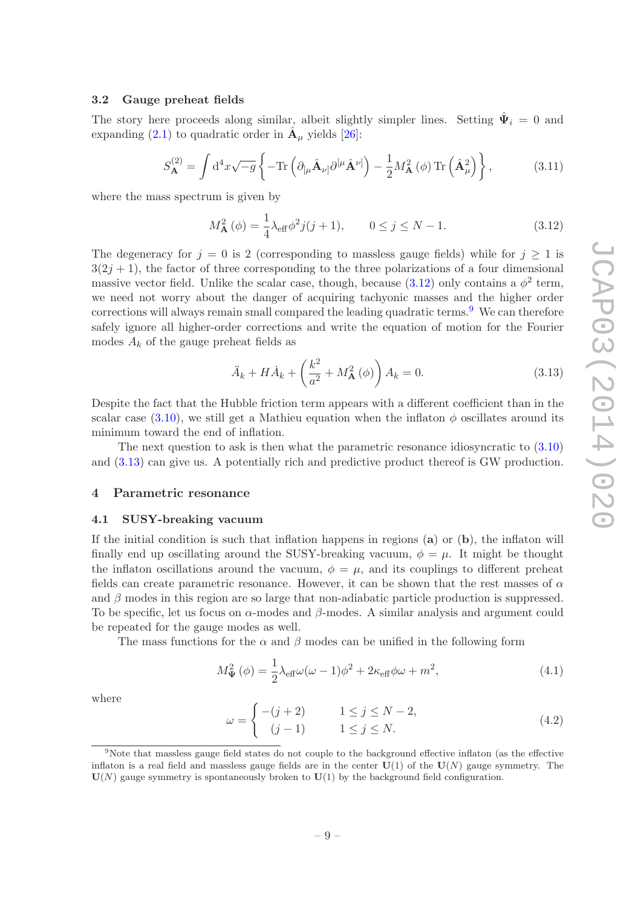### 3.2 Gauge preheat fields

The story here proceeds along similar, albeit slightly simpler lines. Setting $\hat{\mathbf{\Psi}}_i = 0$ and expanding (2.1) to quadratic order in $\hat{\mathbf{A}}_\mu$ yields [26]:

$$S_{\mathbf{A}}^{(2)} = \int \mathrm{d}^4 x \sqrt{-g} \left\{ -\mathrm{Tr}\left(\partial_{[\mu}\hat{\mathbf{A}}_{\nu]}\partial^{[\mu}\hat{\mathbf{A}}^{\nu]}\right) - \frac{1}{2} M_{\mathbf{A}}^2(\phi)\, \mathrm{Tr}\left(\hat{\mathbf{A}}_\mu^2\right) \right\}, \tag{3.11}$$

where the mass spectrum is given by

$$M_{\mathbf{A}}^2(\phi) = \frac{1}{4}\lambda_{\text{eff}}\phi^2 j(j+1), \qquad 0 \le j \le N-1. \tag{3.12}$$

The degeneracy for $j = 0$ is 2 (corresponding to massless gauge fields) while for $j \ge 1$ is $3(2j+1)$, the factor of three corresponding to the three polarizations of a four dimensional massive vector field. Unlike the scalar case, though, because (3.12) only contains a $\phi^2$ term, we need not worry about the danger of acquiring tachyonic masses and the higher order corrections will always remain small compared the leading quadratic terms.[9] We can therefore safely ignore all higher-order corrections and write the equation of motion for the Fourier modes $A_k$ of the gauge preheat fields as

$$\ddot{A}_k + H\dot{A}_k + \left(\frac{k^2}{a^2} + M_{\mathbf{A}}^2(\phi)\right) A_k = 0. \tag{3.13}$$

Despite the fact that the Hubble friction term appears with a different coefficient than in the scalar case (3.10), we still get a Mathieu equation when the inflaton $\phi$ oscillates around its minimum toward the end of inflation.

The next question to ask is then what the parametric resonance idiosyncratic to (3.10) and (3.13) can give us. A potentially rich and predictive product thereof is GW production.

## 4 Parametric resonance

### 4.1 SUSY-breaking vacuum

If the initial condition is such that inflation happens in regions (**a**) or (**b**), the inflaton will finally end up oscillating around the SUSY-breaking vacuum, $\phi = \mu$. It might be thought the inflaton oscillations around the vacuum, $\phi = \mu$, and its couplings to different preheat fields can create parametric resonance. However, it can be shown that the rest masses of $\alpha$ and $\beta$ modes in this region are so large that non-adiabatic particle production is suppressed. To be specific, let us focus on $\alpha$-modes and $\beta$-modes. A similar analysis and argument could be repeated for the gauge modes as well.

The mass functions for the $\alpha$ and $\beta$ modes can be unified in the following form

$$M_{\mathbf{\Psi}}^2(\phi) = \frac{1}{2}\lambda_{\text{eff}}\omega(\omega-1)\phi^2 + 2\kappa_{\text{eff}}\phi\omega + m^2, \tag{4.1}$$

where

$$\omega = \begin{cases} -(j+2) & 1 \le j \le N-2, \\ (j-1) & 1 \le j \le N. \end{cases} \tag{4.2}$$

[9] Note that massless gauge field states do not couple to the background effective inflaton (as the effective inflaton is a real field and massless gauge fields are in the center $\mathbf{U}(1)$ of the $\mathbf{U}(N)$ gauge symmetry. The $\mathbf{U}(N)$ gauge symmetry is spontaneously broken to $\mathbf{U}(1)$ by the background field configuration.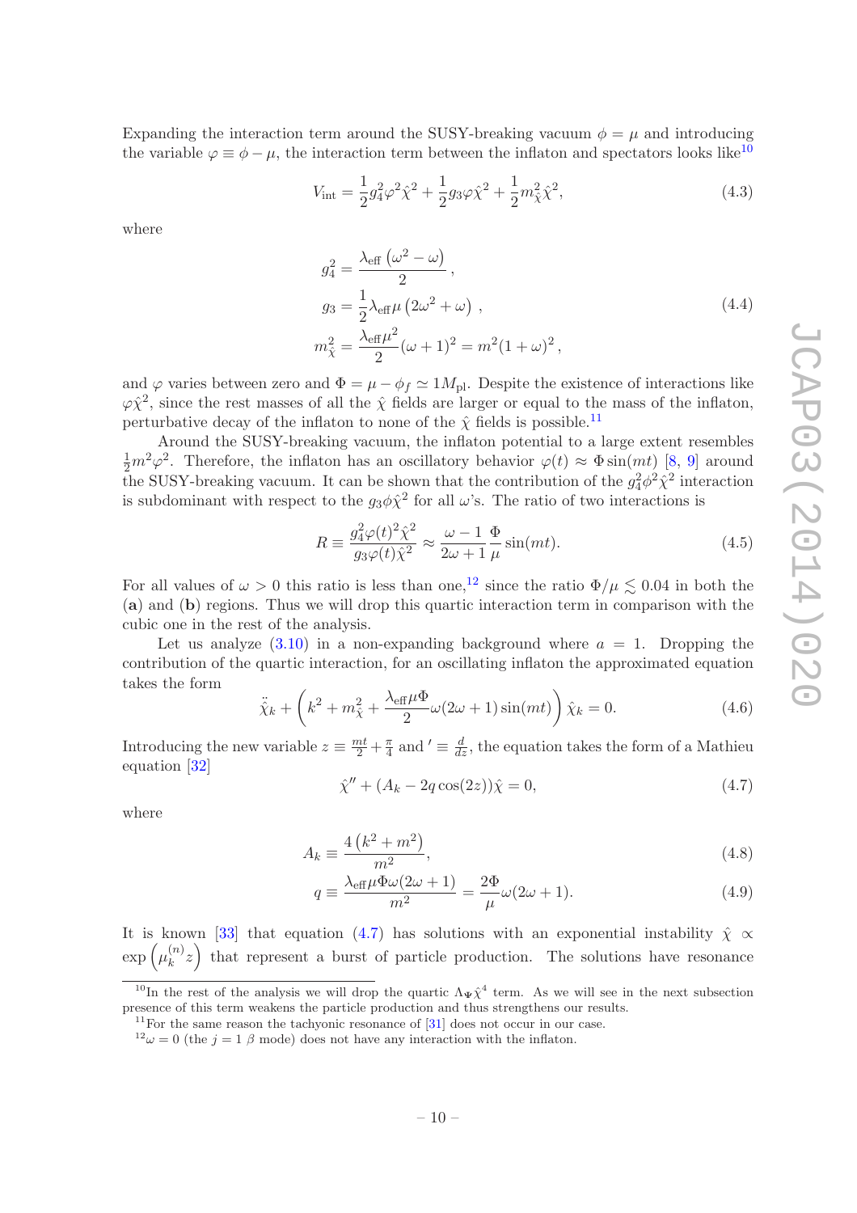Expanding the interaction term around the SUSY-breaking vacuum $\phi = \mu$ and introducing the variable $\varphi \equiv \phi - \mu$, the interaction term between the inflaton and spectators looks like[10]

$$V_{\rm int} = \frac{1}{2} g_4^2 \varphi^2 \hat{\chi}^2 + \frac{1}{2} g_3 \varphi \hat{\chi}^2 + \frac{1}{2} m_{\hat{\chi}}^2 \hat{\chi}^2, \tag{4.3}$$

where

$$\begin{aligned} g_4^2 &= \frac{\lambda_{\rm eff}\left(\omega^2 - \omega\right)}{2}, \\ g_3 &= \frac{1}{2} \lambda_{\rm eff} \mu \left(2\omega^2 + \omega\right), \\ m_{\hat{\chi}}^2 &= \frac{\lambda_{\rm eff} \mu^2}{2} (\omega + 1)^2 = m^2 (1+\omega)^2, \end{aligned} \tag{4.4}$$

and $\varphi$ varies between zero and $\Phi = \mu - \phi_f \simeq 1 M_{\rm pl}$. Despite the existence of interactions like $\varphi \hat{\chi}^2$, since the rest masses of all the $\hat{\chi}$ fields are larger or equal to the mass of the inflaton, perturbative decay of the inflaton to none of the $\hat{\chi}$ fields is possible.[11]

Around the SUSY-breaking vacuum, the inflaton potential to a large extent resembles $\frac{1}{2} m^2 \varphi^2$. Therefore, the inflaton has an oscillatory behavior $\varphi(t) \approx \Phi \sin(mt)$ [8, 9] around the SUSY-breaking vacuum. It can be shown that the contribution of the $g_4^2 \phi^2 \hat{\chi}^2$ interaction is subdominant with respect to the $g_3 \phi \hat{\chi}^2$ for all $\omega$'s. The ratio of two interactions is

$$R \equiv \frac{g_4^2 \varphi(t)^2 \hat{\chi}^2}{g_3 \varphi(t) \hat{\chi}^2} \approx \frac{\omega - 1}{2\omega + 1} \frac{\Phi}{\mu} \sin(mt). \tag{4.5}$$

For all values of $\omega > 0$ this ratio is less than one,[12] since the ratio $\Phi/\mu \lesssim 0.04$ in both the (**a**) and (**b**) regions. Thus we will drop this quartic interaction term in comparison with the cubic one in the rest of the analysis.

Let us analyze (3.10) in a non-expanding background where $a = 1$. Dropping the contribution of the quartic interaction, for an oscillating inflaton the approximated equation takes the form

$$\ddot{\hat{\chi}}_k + \left(k^2 + m_{\hat{\chi}}^2 + \frac{\lambda_{\rm eff} \mu \Phi}{2} \omega (2\omega + 1) \sin(mt)\right) \hat{\chi}_k = 0. \tag{4.6}$$

Introducing the new variable $z \equiv \frac{mt}{2} + \frac{\pi}{4}$ and $' \equiv \frac{d}{dz}$, the equation takes the form of a Mathieu equation [32]

$$\hat{\chi}'' + (A_k - 2q \cos(2z)) \hat{\chi} = 0, \tag{4.7}$$

where

$$A_k \equiv \frac{4\left(k^2 + m^2\right)}{m^2}, \tag{4.8}$$

$$q \equiv \frac{\lambda_{\rm eff} \mu \Phi \omega (2\omega + 1)}{m^2} = \frac{2\Phi}{\mu} \omega (2\omega + 1). \tag{4.9}$$

It is known [33] that equation (4.7) has solutions with an exponential instability $\hat{\chi} \propto \exp\left(\mu_k^{(n)} z\right)$ that represent a burst of particle production. The solutions have resonance

---

[10] In the rest of the analysis we will drop the quartic $\Lambda_{\Psi} \hat{\chi}^4$ term. As we will see in the next subsection presence of this term weakens the particle production and thus strengthens our results.

[11] For the same reason the tachyonic resonance of [31] does not occur in our case.

[12] $\omega = 0$ (the $j = 1$ $\beta$ mode) does not have any interaction with the inflaton.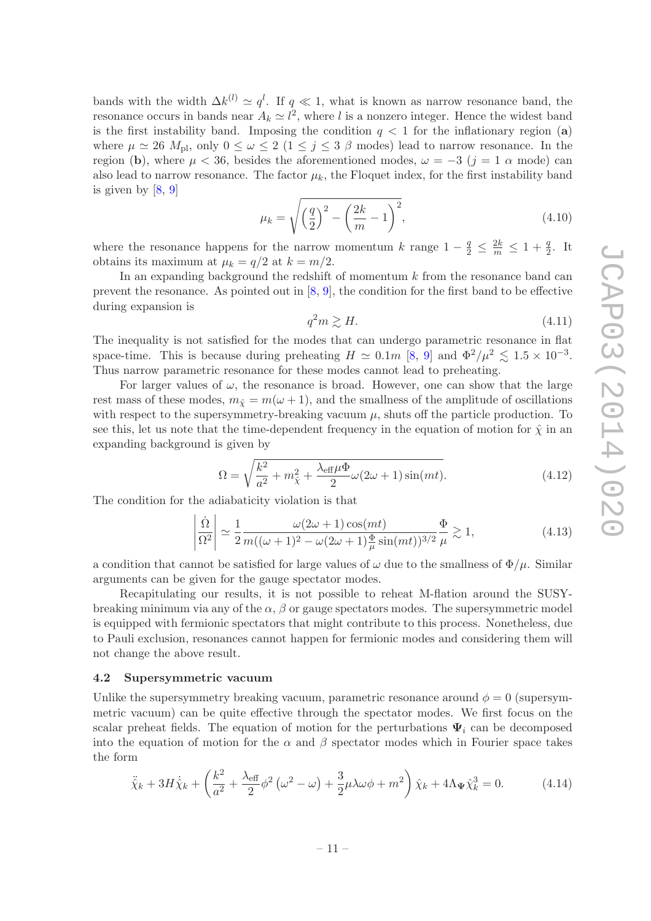bands with the width $\Delta k^{(l)} \simeq q^l$. If $q \ll 1$, what is known as narrow resonance band, the resonance occurs in bands near $A_k \simeq l^2$, where $l$ is a nonzero integer. Hence the widest band is the first instability band. Imposing the condition $q < 1$ for the inflationary region (**a**) where $\mu \simeq 26\ M_{\rm pl}$, only $0 \leq \omega \leq 2$ ($1 \leq j \leq 3$ $\beta$ modes) lead to narrow resonance. In the region (**b**), where $\mu < 36$, besides the aforementioned modes, $\omega = -3$ ($j = 1$ $\alpha$ mode) can also lead to narrow resonance. The factor $\mu_k$, the Floquet index, for the first instability band is given by [8, 9]

$$\mu_k = \sqrt{\left(\frac{q}{2}\right)^2 - \left(\frac{2k}{m} - 1\right)^2}, \tag{4.10}$$

where the resonance happens for the narrow momentum $k$ range $1 - \frac{q}{2} \leq \frac{2k}{m} \leq 1 + \frac{q}{2}$. It obtains its maximum at $\mu_k = q/2$ at $k = m/2$.

In an expanding background the redshift of momentum $k$ from the resonance band can prevent the resonance. As pointed out in [8, 9], the condition for the first band to be effective during expansion is

$$q^2 m \gtrsim H. \tag{4.11}$$

The inequality is not satisfied for the modes that can undergo parametric resonance in flat space-time. This is because during preheating $H \simeq 0.1m$ [8, 9] and $\Phi^2/\mu^2 \lesssim 1.5 \times 10^{-3}$. Thus narrow parametric resonance for these modes cannot lead to preheating.

For larger values of $\omega$, the resonance is broad. However, one can show that the large rest mass of these modes, $m_{\hat{\chi}} = m(\omega + 1)$, and the smallness of the amplitude of oscillations with respect to the supersymmetry-breaking vacuum $\mu$, shuts off the particle production. To see this, let us note that the time-dependent frequency in the equation of motion for $\hat{\chi}$ in an expanding background is given by

$$\Omega = \sqrt{\frac{k^2}{a^2} + m_{\hat{\chi}}^2 + \frac{\lambda_{\rm eff}\mu\Phi}{2}\omega(2\omega + 1)\sin(mt)}. \tag{4.12}$$

The condition for the adiabaticity violation is that

$$\left|\frac{\dot{\Omega}}{\Omega^2}\right| \simeq \frac{1}{2}\frac{\omega(2\omega + 1)\cos(mt)}{m((\omega + 1)^2 - \omega(2\omega + 1)\frac{\Phi}{\mu}\sin(mt))^{3/2}}\frac{\Phi}{\mu} \gtrsim 1, \tag{4.13}$$

a condition that cannot be satisfied for large values of $\omega$ due to the smallness of $\Phi/\mu$. Similar arguments can be given for the gauge spectator modes.

Recapitulating our results, it is not possible to reheat M-flation around the SUSY-breaking minimum via any of the $\alpha$, $\beta$ or gauge spectators modes. The supersymmetric model is equipped with fermionic spectators that might contribute to this process. Nonetheless, due to Pauli exclusion, resonances cannot happen for fermionic modes and considering them will not change the above result.

### 4.2 Supersymmetric vacuum

Unlike the supersymmetry breaking vacuum, parametric resonance around $\phi = 0$ (supersymmetric vacuum) can be quite effective through the spectator modes. We first focus on the scalar preheat fields. The equation of motion for the perturbations $\mathbf{\Psi}_i$ can be decomposed into the equation of motion for the $\alpha$ and $\beta$ spectator modes which in Fourier space takes the form

$$\ddot{\hat{\chi}}_k + 3H\dot{\hat{\chi}}_k + \left(\frac{k^2}{a^2} + \frac{\lambda_{\rm eff}}{2}\phi^2\left(\omega^2 - \omega\right) + \frac{3}{2}\mu\lambda\omega\phi + m^2\right)\hat{\chi}_k + 4\Lambda_{\mathbf{\Psi}}\hat{\chi}_k^3 = 0. \tag{4.14}$$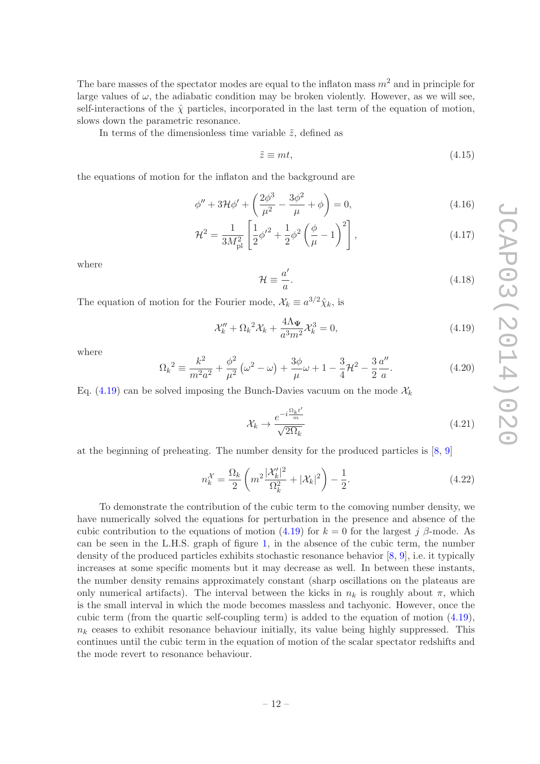The bare masses of the spectator modes are equal to the inflaton mass $m^2$ and in principle for large values of $\omega$, the adiabatic condition may be broken violently. However, as we will see, self-interactions of the $\hat{\chi}$ particles, incorporated in the last term of the equation of motion, slows down the parametric resonance.

In terms of the dimensionless time variable $\tilde{z}$, defined as

$$\tilde{z} \equiv mt, \tag{4.15}$$

the equations of motion for the inflaton and the background are

$$\phi'' + 3\mathcal{H}\phi' + \left(\frac{2\phi^3}{\mu^2} - \frac{3\phi^2}{\mu} + \phi\right) = 0, \tag{4.16}$$

$$\mathcal{H}^2 = \frac{1}{3M_{\rm pl}^2}\left[\frac{1}{2}\phi'^2 + \frac{1}{2}\phi^2\left(\frac{\phi}{\mu} - 1\right)^2\right], \tag{4.17}$$

where

$$\mathcal{H} \equiv \frac{a'}{a}. \tag{4.18}$$

The equation of motion for the Fourier mode, $\mathcal{X}_k \equiv a^{3/2}\hat{\chi}_k$, is

$$\mathcal{X}_k'' + {\Omega_k}^2\mathcal{X}_k + \frac{4\Lambda_\Psi}{a^3m^2}\mathcal{X}_k^3 = 0, \tag{4.19}$$

where

$${\Omega_k}^2 \equiv \frac{k^2}{m^2a^2} + \frac{\phi^2}{\mu^2}\left(\omega^2 - \omega\right) + \frac{3\phi}{\mu}\omega + 1 - \frac{3}{4}\mathcal{H}^2 - \frac{3}{2}\frac{a''}{a}. \tag{4.20}$$

Eq. (4.19) can be solved imposing the Bunch-Davies vacuum on the mode $\mathcal{X}_k$

$$\mathcal{X}_k \rightarrow \frac{e^{-i\frac{\Omega_k t'}{m}}}{\sqrt{2\Omega_k}} \tag{4.21}$$

at the beginning of preheating. The number density for the produced particles is [8, 9]

$$n_k^{\mathcal{X}} = \frac{\Omega_k}{2}\left(m^2\frac{|\mathcal{X}_k'|^2}{\Omega_k^2} + |\mathcal{X}_k|^2\right) - \frac{1}{2}. \tag{4.22}$$

To demonstrate the contribution of the cubic term to the comoving number density, we have numerically solved the equations for perturbation in the presence and absence of the cubic contribution to the equations of motion (4.19) for $k = 0$ for the largest $j$ $\beta$-mode. As can be seen in the L.H.S. graph of figure 1, in the absence of the cubic term, the number density of the produced particles exhibits stochastic resonance behavior [8, 9], i.e. it typically increases at some specific moments but it may decrease as well. In between these instants, the number density remains approximately constant (sharp oscillations on the plateaus are only numerical artifacts). The interval between the kicks in $n_k$ is roughly about $\pi$, which is the small interval in which the mode becomes massless and tachyonic. However, once the cubic term (from the quartic self-coupling term) is added to the equation of motion (4.19), $n_k$ ceases to exhibit resonance behaviour initially, its value being highly suppressed. This continues until the cubic term in the equation of motion of the scalar spectator redshifts and the mode revert to resonance behaviour.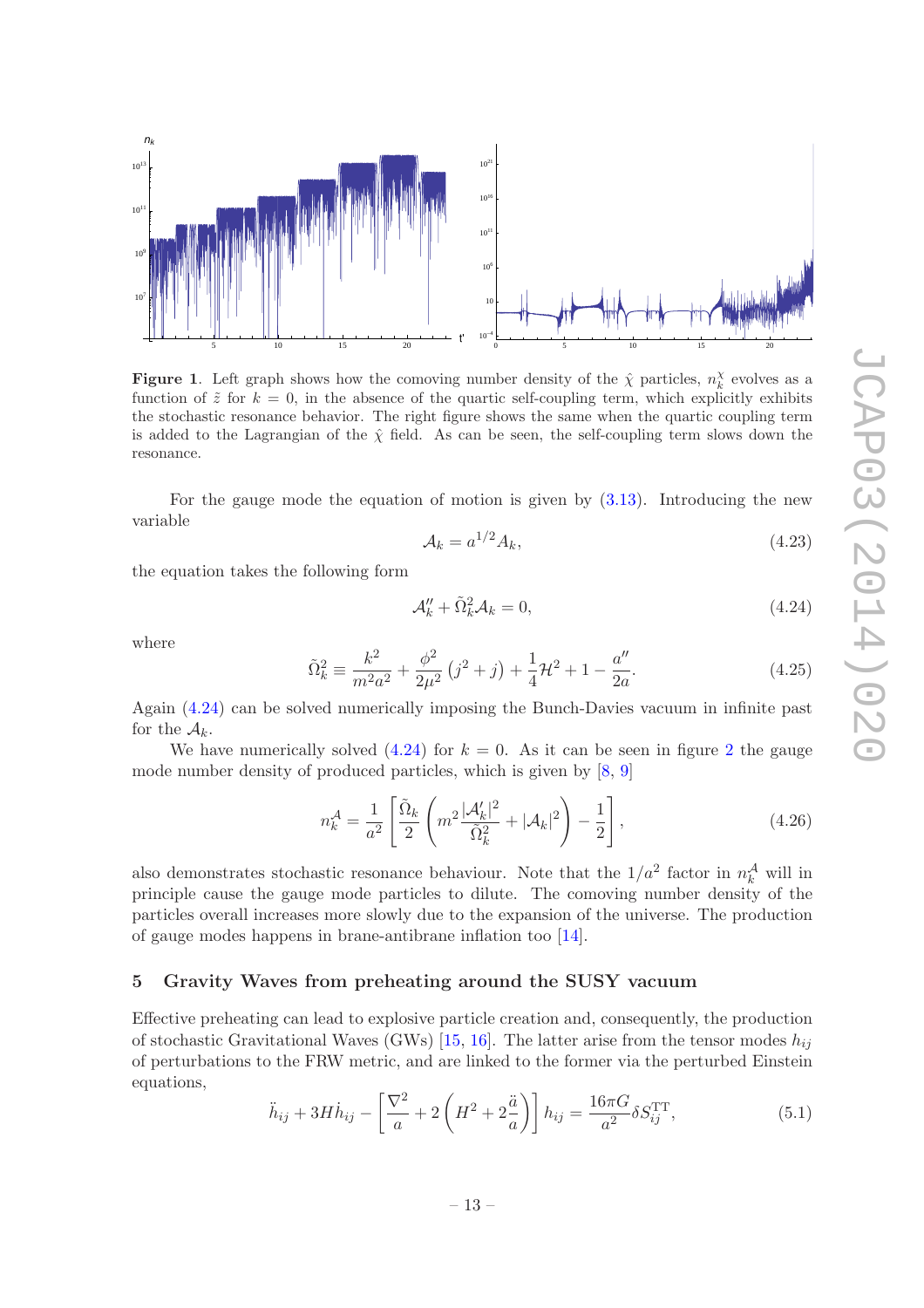**Figure 1**. Left graph shows how the comoving number density of the $\hat{\chi}$ particles, $n_k^\chi$ evolves as a function of $\tilde{z}$ for $k = 0$, in the absence of the quartic self-coupling term, which explicitly exhibits the stochastic resonance behavior. The right figure shows the same when the quartic coupling term is added to the Lagrangian of the $\hat{\chi}$ field. As can be seen, the self-coupling term slows down the resonance.

For the gauge mode the equation of motion is given by (3.13). Introducing the new variable

$$\mathcal{A}_k = a^{1/2} A_k, \tag{4.23}$$

the equation takes the following form

$$\mathcal{A}_k'' + \tilde{\Omega}_k^2 \mathcal{A}_k = 0, \tag{4.24}$$

where

$$\tilde{\Omega}_k^2 \equiv \frac{k^2}{m^2 a^2} + \frac{\phi^2}{2\mu^2}\left(j^2 + j\right) + \frac{1}{4}\mathcal{H}^2 + 1 - \frac{a''}{2a}. \tag{4.25}$$

Again (4.24) can be solved numerically imposing the Bunch-Davies vacuum in infinite past for the $\mathcal{A}_k$.

We have numerically solved (4.24) for $k = 0$. As it can be seen in figure 2 the gauge mode number density of produced particles, which is given by [8, 9]

$$n_k^{\mathcal{A}} = \frac{1}{a^2}\left[\frac{\tilde{\Omega}_k}{2}\left(m^2 \frac{|\mathcal{A}_k'|^2}{\tilde{\Omega}_k^2} + |\mathcal{A}_k|^2\right) - \frac{1}{2}\right], \tag{4.26}$$

also demonstrates stochastic resonance behaviour. Note that the $1/a^2$ factor in $n_k^{\mathcal{A}}$ will in principle cause the gauge mode particles to dilute. The comoving number density of the particles overall increases more slowly due to the expansion of the universe. The production of gauge modes happens in brane-antibrane inflation too [14].

## 5 Gravity Waves from preheating around the SUSY vacuum

Effective preheating can lead to explosive particle creation and, consequently, the production of stochastic Gravitational Waves (GWs) [15, 16]. The latter arise from the tensor modes $h_{ij}$ of perturbations to the FRW metric, and are linked to the former via the perturbed Einstein equations,

$$\ddot{h}_{ij} + 3H\dot{h}_{ij} - \left[\frac{\nabla^2}{a} + 2\left(H^2 + 2\frac{\ddot{a}}{a}\right)\right] h_{ij} = \frac{16\pi G}{a^2}\delta S_{ij}^{\rm TT}, \tag{5.1}$$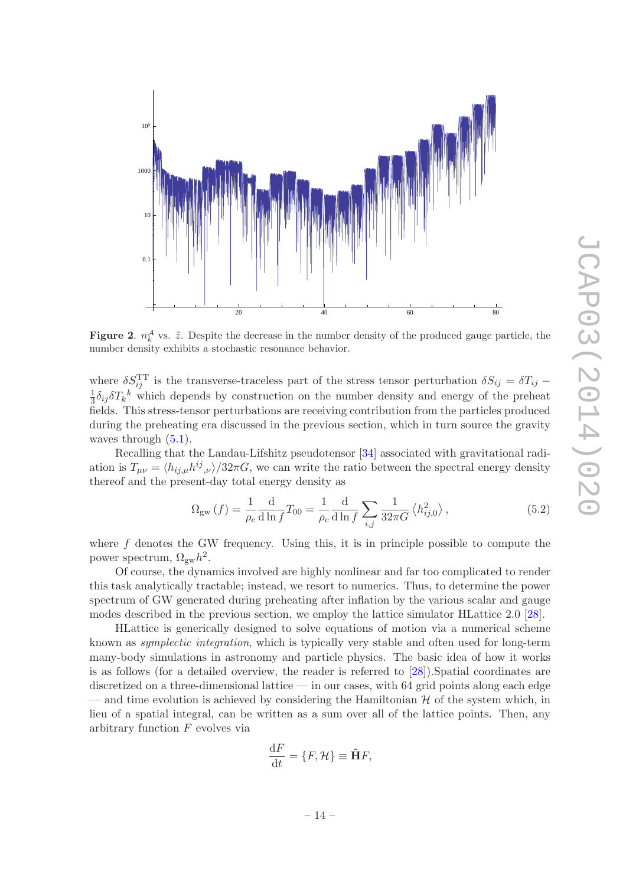**Figure 2**. $n_k^{\mathcal{A}}$ vs. $\tilde{z}$. Despite the decrease in the number density of the produced gauge particle, the number density exhibits a stochastic resonance behavior.

where $\delta S_{ij}^{\rm TT}$ is the transverse-traceless part of the stress tensor perturbation $\delta S_{ij} = \delta T_{ij} - \frac{1}{3}\delta_{ij}\delta T_k{}^k$ which depends by construction on the number density and energy of the preheat fields. This stress-tensor perturbations are receiving contribution from the particles produced during the preheating era discussed in the previous section, which in turn source the gravity waves through (5.1).

Recalling that the Landau-Lifshitz pseudotensor [34] associated with gravitational radiation is $T_{\mu\nu} = \langle h_{ij,\mu} h^{ij}{}_{,\nu}\rangle / 32\pi G$, we can write the ratio between the spectral energy density thereof and the present-day total energy density as

$$\Omega_{\rm gw}(f) = \frac{1}{\rho_c}\frac{\mathrm{d}}{\mathrm{d}\ln f}T_{00} = \frac{1}{\rho_c}\frac{\mathrm{d}}{\mathrm{d}\ln f}\sum_{i,j}\frac{1}{32\pi G}\left\langle h_{ij,0}^2\right\rangle, \tag{5.2}$$

where $f$ denotes the GW frequency. Using this, it is in principle possible to compute the power spectrum, $\Omega_{\rm gw}h^2$.

Of course, the dynamics involved are highly nonlinear and far too complicated to render this task analytically tractable; instead, we resort to numerics. Thus, to determine the power spectrum of GW generated during preheating after inflation by the various scalar and gauge modes described in the previous section, we employ the lattice simulator HLattice 2.0 [28].

HLattice is generically designed to solve equations of motion via a numerical scheme known as *symplectic integration*, which is typically very stable and often used for long-term many-body simulations in astronomy and particle physics. The basic idea of how it works is as follows (for a detailed overview, the reader is referred to [28]).Spatial coordinates are discretized on a three-dimensional lattice — in our cases, with 64 grid points along each edge — and time evolution is achieved by considering the Hamiltonian $\mathcal{H}$ of the system which, in lieu of a spatial integral, can be written as a sum over all of the lattice points. Then, any arbitrary function $F$ evolves via

$$\frac{\mathrm{d}F}{\mathrm{d}t} = \{F, \mathcal{H}\} \equiv \hat{\mathbf{H}}F,$$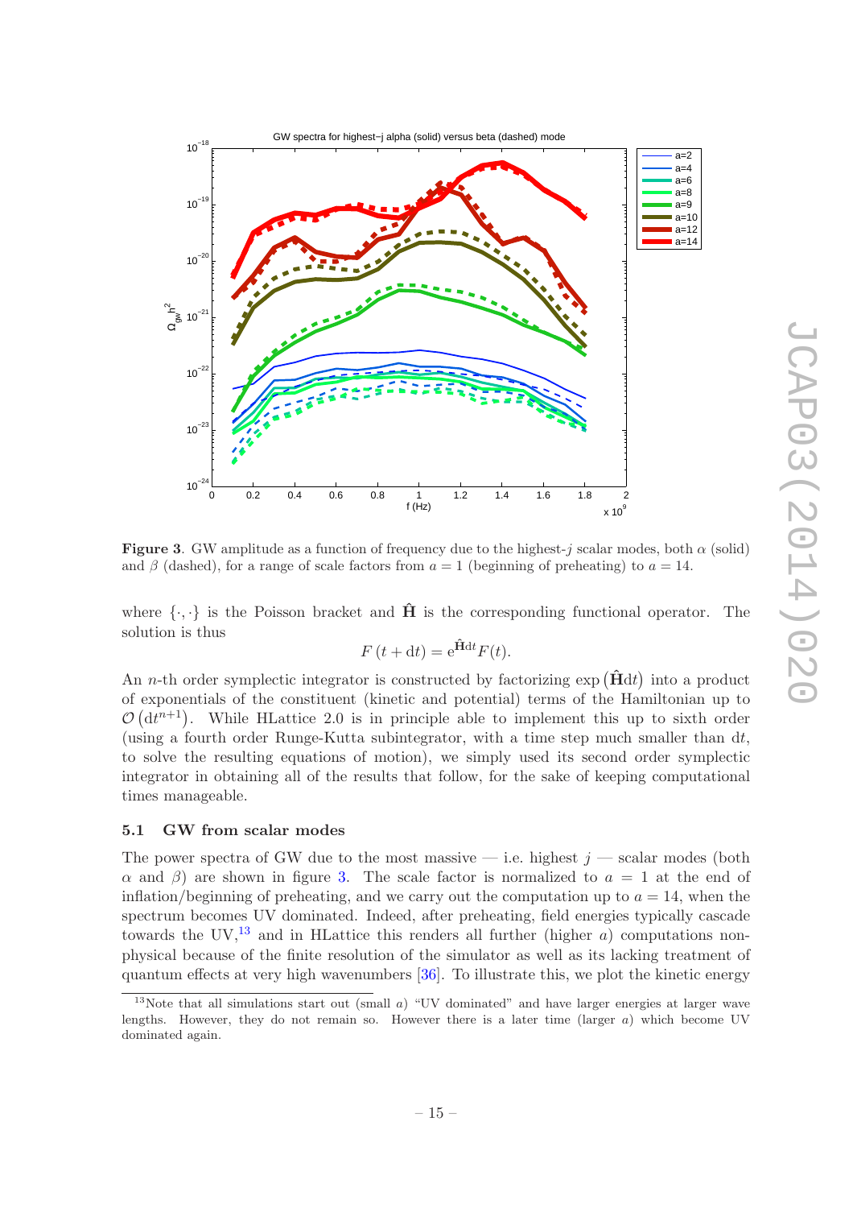**Figure 3**. GW amplitude as a function of frequency due to the highest-$j$ scalar modes, both $\alpha$ (solid) and $\beta$ (dashed), for a range of scale factors from $a = 1$ (beginning of preheating) to $a = 14$.

where $\{\cdot,\cdot\}$ is the Poisson bracket and $\hat{\mathbf{H}}$ is the corresponding functional operator. The solution is thus

$$F(t + \mathrm{d}t) = \mathrm{e}^{\hat{\mathbf{H}}\mathrm{d}t} F(t).$$

An $n$-th order symplectic integrator is constructed by factorizing $\exp(\hat{\mathbf{H}}\mathrm{d}t)$ into a product of exponentials of the constituent (kinetic and potential) terms of the Hamiltonian up to $\mathcal{O}(\mathrm{d}t^{n+1})$. While HLattice 2.0 is in principle able to implement this up to sixth order (using a fourth order Runge-Kutta subintegrator, with a time step much smaller than d$t$, to solve the resulting equations of motion), we simply used its second order symplectic integrator in obtaining all of the results that follow, for the sake of keeping computational times manageable.

### 5.1 GW from scalar modes

The power spectra of GW due to the most massive — i.e. highest $j$ — scalar modes (both $\alpha$ and $\beta$) are shown in figure 3. The scale factor is normalized to $a = 1$ at the end of inflation/beginning of preheating, and we carry out the computation up to $a = 14$, when the spectrum becomes UV dominated. Indeed, after preheating, field energies typically cascade towards the UV,[13] and in HLattice this renders all further (higher $a$) computations non-physical because of the finite resolution of the simulator as well as its lacking treatment of quantum effects at very high wavenumbers [36]. To illustrate this, we plot the kinetic energy

[13] Note that all simulations start out (small $a$) "UV dominated" and have larger energies at larger wave lengths. However, they do not remain so. However there is a later time (larger $a$) which become UV dominated again.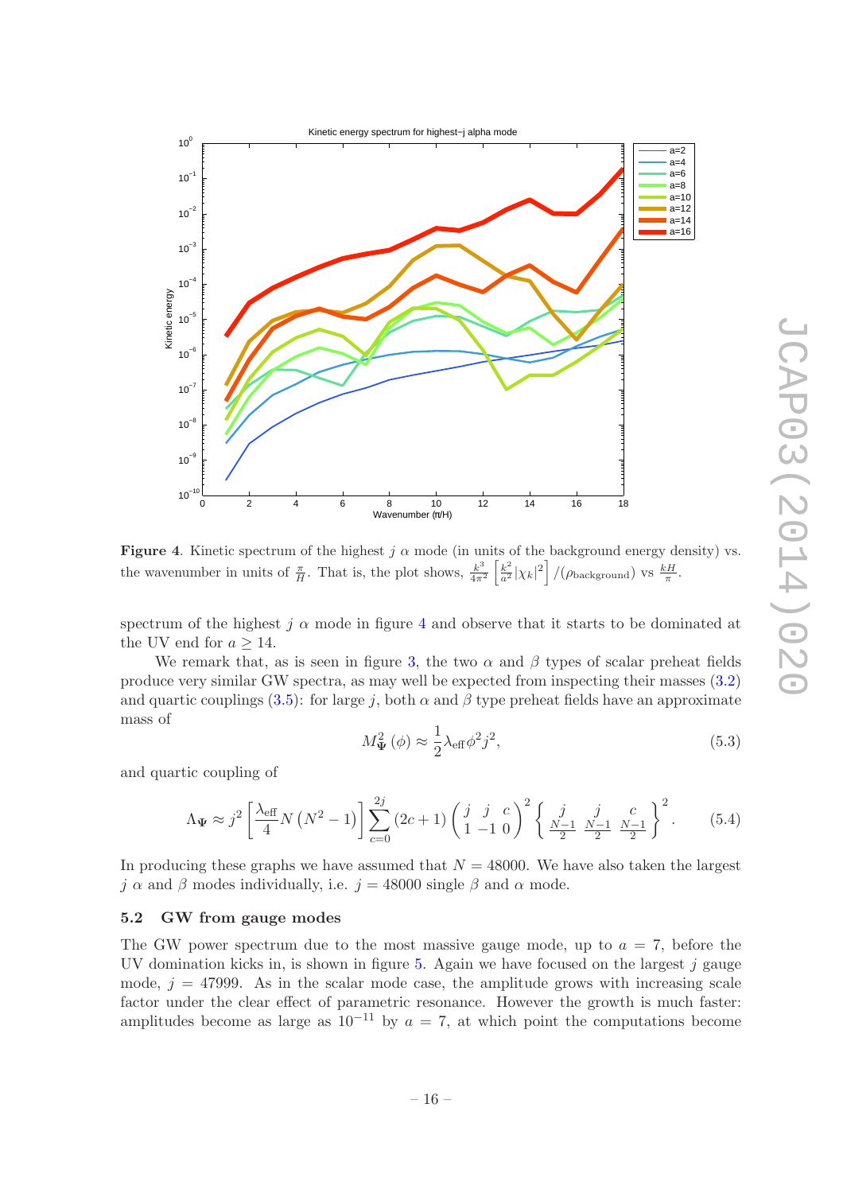**Figure 4**. Kinetic spectrum of the highest $j$ $\alpha$ mode (in units of the background energy density) vs. the wavenumber in units of $\frac{\pi}{H}$. That is, the plot shows, $\frac{k^3}{4\pi^2}\left[\frac{k^2}{a^2}|\chi_k|^2\right]/(\rho_{\text{background}})$ vs $\frac{kH}{\pi}$.

spectrum of the highest $j$ $\alpha$ mode in figure 4 and observe that it starts to be dominated at the UV end for $a \geq 14$.

We remark that, as is seen in figure 3, the two $\alpha$ and $\beta$ types of scalar preheat fields produce very similar GW spectra, as may well be expected from inspecting their masses (3.2) and quartic couplings (3.5): for large $j$, both $\alpha$ and $\beta$ type preheat fields have an approximate mass of

$$M^2_{\Psi}(\phi) \approx \frac{1}{2}\lambda_{\text{eff}}\phi^2 j^2, \tag{5.3}$$

and quartic coupling of

$$\Lambda_{\Psi} \approx j^2\left[\frac{\lambda_{\text{eff}}}{4}N\left(N^2-1\right)\right]\sum_{c=0}^{2j}(2c+1)\begin{pmatrix} j & j & c \\ 1 & -1 & 0 \end{pmatrix}^2 \begin{Bmatrix} j & j & c \\ \frac{N-1}{2} & \frac{N-1}{2} & \frac{N-1}{2} \end{Bmatrix}^2. \tag{5.4}$$

In producing these graphs we have assumed that $N = 48000$. We have also taken the largest $j$ $\alpha$ and $\beta$ modes individually, i.e. $j = 48000$ single $\beta$ and $\alpha$ mode.

### 5.2 GW from gauge modes

The GW power spectrum due to the most massive gauge mode, up to $a = 7$, before the UV domination kicks in, is shown in figure 5. Again we have focused on the largest $j$ gauge mode, $j = 47999$. As in the scalar mode case, the amplitude grows with increasing scale factor under the clear effect of parametric resonance. However the growth is much faster: amplitudes become as large as $10^{-11}$ by $a = 7$, at which point the computations become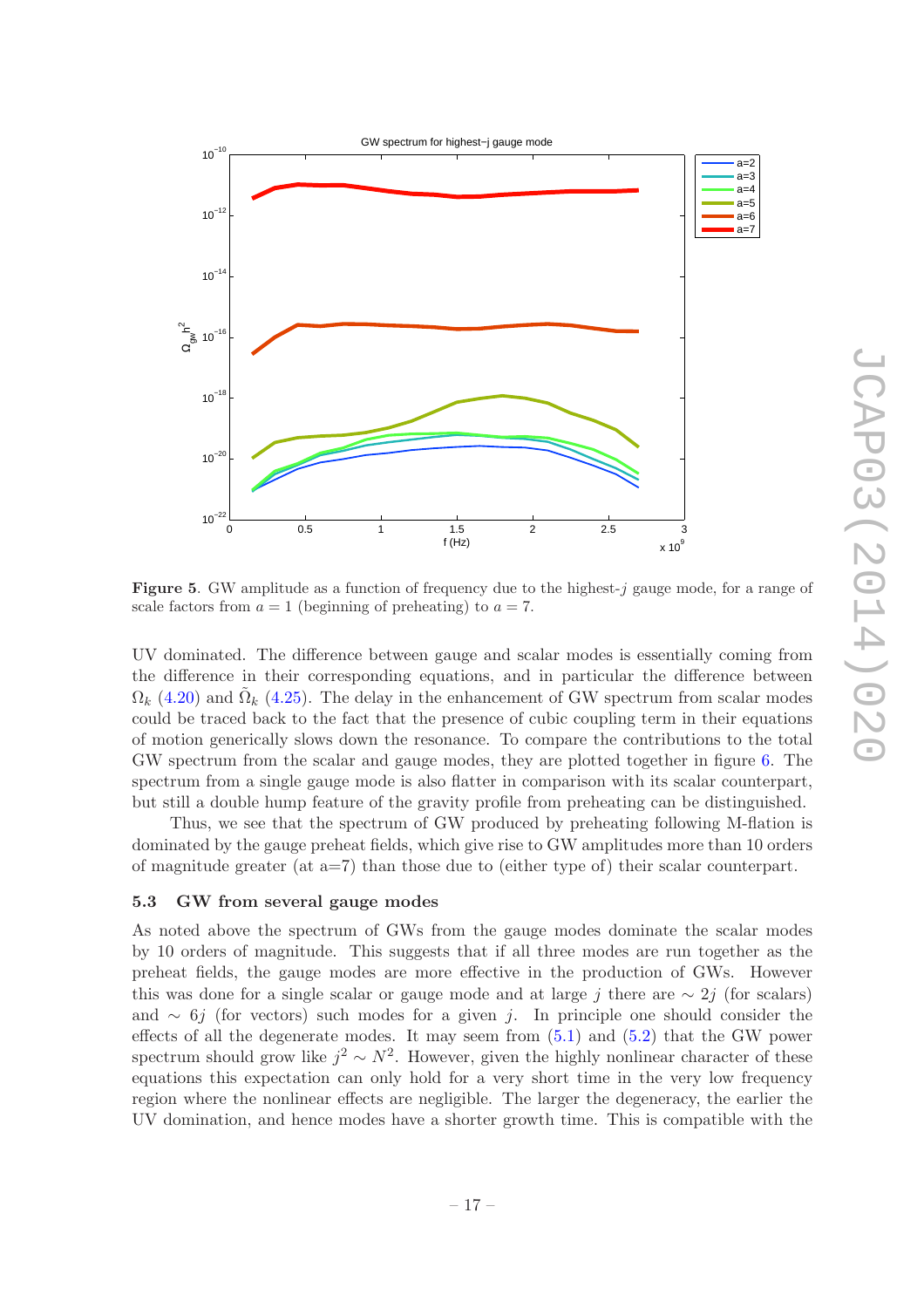**Figure 5**. GW amplitude as a function of frequency due to the highest-$j$ gauge mode, for a range of scale factors from $a = 1$ (beginning of preheating) to $a = 7$.

UV dominated. The difference between gauge and scalar modes is essentially coming from the difference in their corresponding equations, and in particular the difference between $\Omega_k$ (4.20) and $\tilde{\Omega}_k$ (4.25). The delay in the enhancement of GW spectrum from scalar modes could be traced back to the fact that the presence of cubic coupling term in their equations of motion generically slows down the resonance. To compare the contributions to the total GW spectrum from the scalar and gauge modes, they are plotted together in figure 6. The spectrum from a single gauge mode is also flatter in comparison with its scalar counterpart, but still a double hump feature of the gravity profile from preheating can be distinguished.

Thus, we see that the spectrum of GW produced by preheating following M-flation is dominated by the gauge preheat fields, which give rise to GW amplitudes more than 10 orders of magnitude greater (at a=7) than those due to (either type of) their scalar counterpart.

### 5.3 GW from several gauge modes

As noted above the spectrum of GWs from the gauge modes dominate the scalar modes by 10 orders of magnitude. This suggests that if all three modes are run together as the preheat fields, the gauge modes are more effective in the production of GWs. However this was done for a single scalar or gauge mode and at large $j$ there are $\sim 2j$ (for scalars) and $\sim 6j$ (for vectors) such modes for a given $j$. In principle one should consider the effects of all the degenerate modes. It may seem from (5.1) and (5.2) that the GW power spectrum should grow like $j^2 \sim N^2$. However, given the highly nonlinear character of these equations this expectation can only hold for a very short time in the very low frequency region where the nonlinear effects are negligible. The larger the degeneracy, the earlier the UV domination, and hence modes have a shorter growth time. This is compatible with the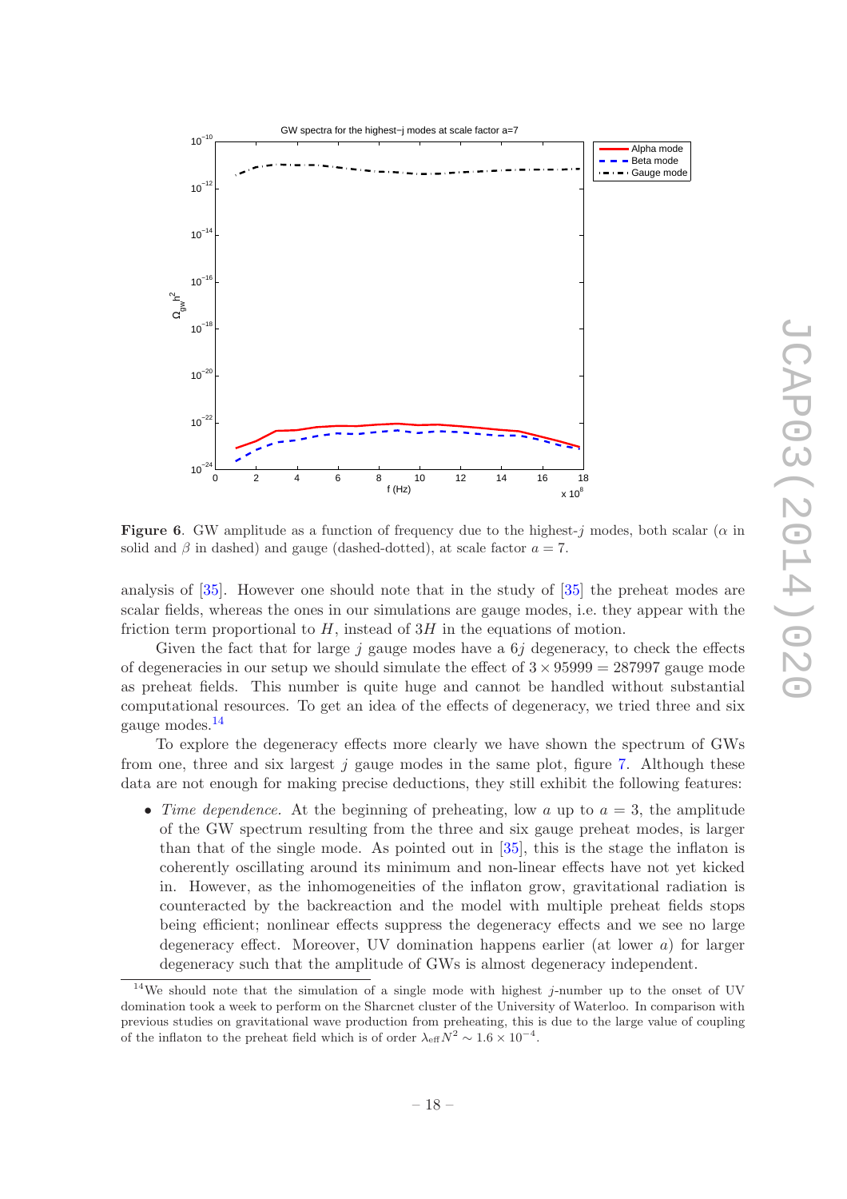**Figure 6**. GW amplitude as a function of frequency due to the highest-$j$ modes, both scalar ($\alpha$ in solid and $\beta$ in dashed) and gauge (dashed-dotted), at scale factor $a = 7$.

analysis of [35]. However one should note that in the study of [35] the preheat modes are scalar fields, whereas the ones in our simulations are gauge modes, i.e. they appear with the friction term proportional to $H$, instead of $3H$ in the equations of motion.

Given the fact that for large $j$ gauge modes have a $6j$ degeneracy, to check the effects of degeneracies in our setup we should simulate the effect of $3 \times 95999 = 287997$ gauge mode as preheat fields. This number is quite huge and cannot be handled without substantial computational resources. To get an idea of the effects of degeneracy, we tried three and six gauge modes.[14]

To explore the degeneracy effects more clearly we have shown the spectrum of GWs from one, three and six largest $j$ gauge modes in the same plot, figure 7. Although these data are not enough for making precise deductions, they still exhibit the following features:

- *Time dependence.* At the beginning of preheating, low $a$ up to $a = 3$, the amplitude of the GW spectrum resulting from the three and six gauge preheat modes, is larger than that of the single mode. As pointed out in [35], this is the stage the inflaton is coherently oscillating around its minimum and non-linear effects have not yet kicked in. However, as the inhomogeneities of the inflaton grow, gravitational radiation is counteracted by the backreaction and the model with multiple preheat fields stops being efficient; nonlinear effects suppress the degeneracy effects and we see no large degeneracy effect. Moreover, UV domination happens earlier (at lower $a$) for larger degeneracy such that the amplitude of GWs is almost degeneracy independent.

[14] We should note that the simulation of a single mode with highest $j$-number up to the onset of UV domination took a week to perform on the Sharcnet cluster of the University of Waterloo. In comparison with previous studies on gravitational wave production from preheating, this is due to the large value of coupling of the inflaton to the preheat field which is of order $\lambda_{\text{eff}} N^2 \sim 1.6 \times 10^{-4}$.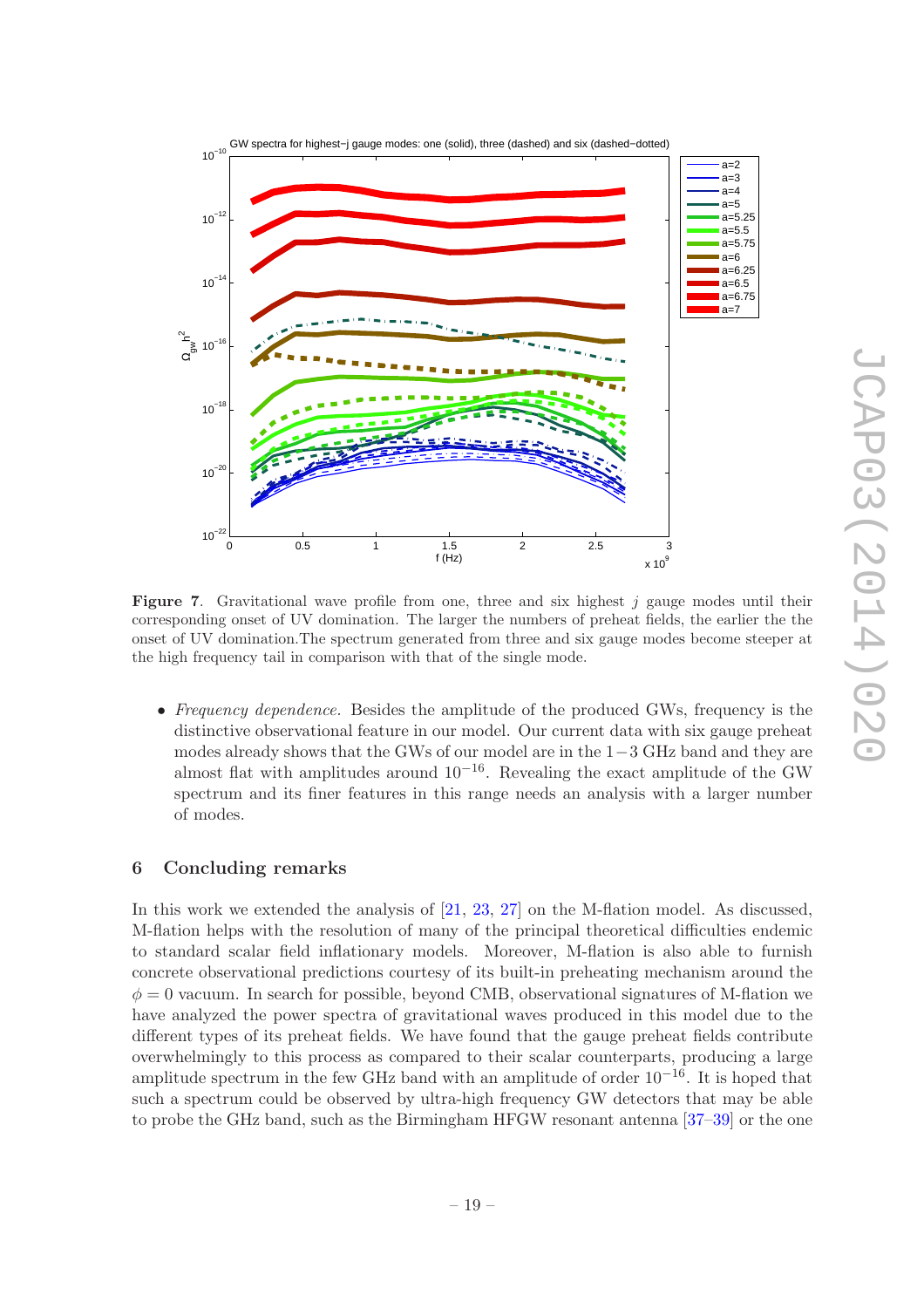**Figure 7**. Gravitational wave profile from one, three and six highest $j$ gauge modes until their corresponding onset of UV domination. The larger the numbers of preheat fields, the earlier the the onset of UV domination.The spectrum generated from three and six gauge modes become steeper at the high frequency tail in comparison with that of the single mode.

- *Frequency dependence.* Besides the amplitude of the produced GWs, frequency is the distinctive observational feature in our model. Our current data with six gauge preheat modes already shows that the GWs of our model are in the $1-3$ GHz band and they are almost flat with amplitudes around $10^{-16}$. Revealing the exact amplitude of the GW spectrum and its finer features in this range needs an analysis with a larger number of modes.

## 6 Concluding remarks

In this work we extended the analysis of [21, 23, 27] on the M-flation model. As discussed, M-flation helps with the resolution of many of the principal theoretical difficulties endemic to standard scalar field inflationary models. Moreover, M-flation is also able to furnish concrete observational predictions courtesy of its built-in preheating mechanism around the $\phi = 0$ vacuum. In search for possible, beyond CMB, observational signatures of M-flation we have analyzed the power spectra of gravitational waves produced in this model due to the different types of its preheat fields. We have found that the gauge preheat fields contribute overwhelmingly to this process as compared to their scalar counterparts, producing a large amplitude spectrum in the few GHz band with an amplitude of order $10^{-16}$. It is hoped that such a spectrum could be observed by ultra-high frequency GW detectors that may be able to probe the GHz band, such as the Birmingham HFGW resonant antenna [37–39] or the one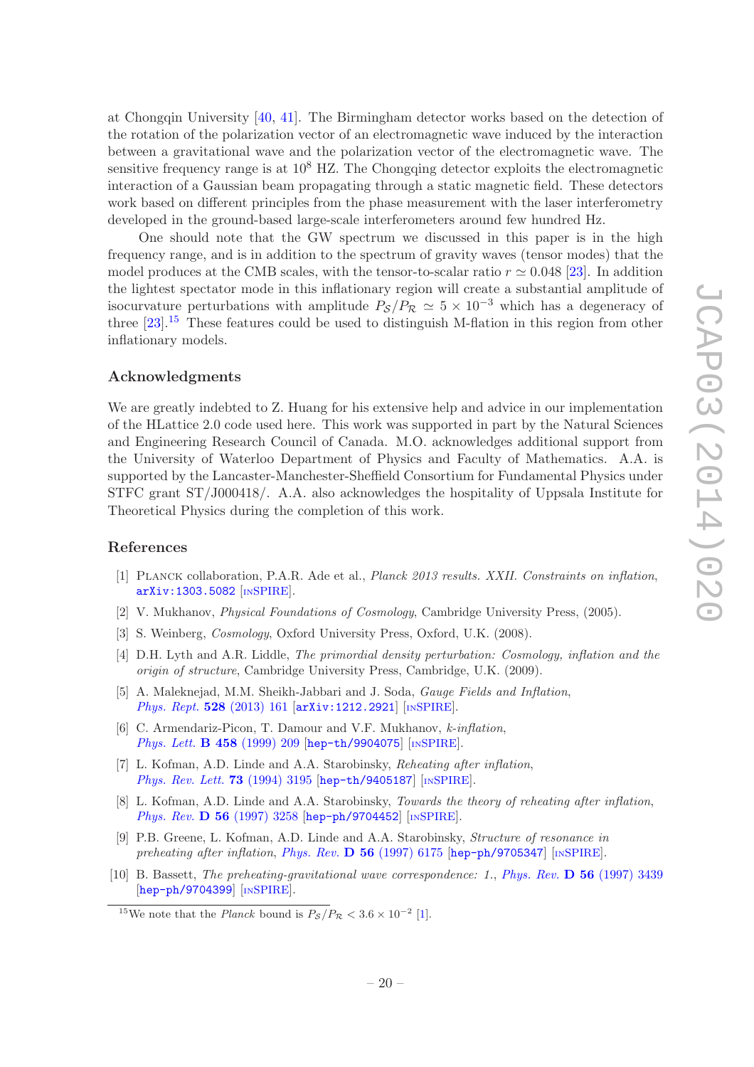at Chongqin University [40, 41]. The Birmingham detector works based on the detection of the rotation of the polarization vector of an electromagnetic wave induced by the interaction between a gravitational wave and the polarization vector of the electromagnetic wave. The sensitive frequency range is at $10^8$ HZ. The Chongqing detector exploits the electromagnetic interaction of a Gaussian beam propagating through a static magnetic field. These detectors work based on different principles from the phase measurement with the laser interferometry developed in the ground-based large-scale interferometers around few hundred Hz.

One should note that the GW spectrum we discussed in this paper is in the high frequency range, and is in addition to the spectrum of gravity waves (tensor modes) that the model produces at the CMB scales, with the tensor-to-scalar ratio $r \simeq 0.048$ [23]. In addition the lightest spectator mode in this inflationary region will create a substantial amplitude of isocurvature perturbations with amplitude $P_\mathcal{S}/P_\mathcal{R} \simeq 5 \times 10^{-3}$ which has a degeneracy of three [23].[15] These features could be used to distinguish M-flation in this region from other inflationary models.

## Acknowledgments

We are greatly indebted to Z. Huang for his extensive help and advice in our implementation of the HLattice 2.0 code used here. This work was supported in part by the Natural Sciences and Engineering Research Council of Canada. M.O. acknowledges additional support from the University of Waterloo Department of Physics and Faculty of Mathematics. A.A. is supported by the Lancaster-Manchester-Sheffield Consortium for Fundamental Physics under STFC grant ST/J000418/. A.A. also acknowledges the hospitality of Uppsala Institute for Theoretical Physics during the completion of this work.

## References

[1] Planck collaboration, P.A.R. Ade et al., *Planck 2013 results. XXII. Constraints on inflation*, arXiv:1303.5082 [INSPIRE].

[2] V. Mukhanov, *Physical Foundations of Cosmology*, Cambridge University Press, (2005).

[3] S. Weinberg, *Cosmology*, Oxford University Press, Oxford, U.K. (2008).

[4] D.H. Lyth and A.R. Liddle, *The primordial density perturbation: Cosmology, inflation and the origin of structure*, Cambridge University Press, Cambridge, U.K. (2009).

[5] A. Maleknejad, M.M. Sheikh-Jabbari and J. Soda, *Gauge Fields and Inflation*, *Phys. Rept.* **528** (2013) 161 [arXiv:1212.2921] [INSPIRE].

[6] C. Armendariz-Picon, T. Damour and V.F. Mukhanov, *k-inflation*, *Phys. Lett.* **B 458** (1999) 209 [hep-th/9904075] [INSPIRE].

[7] L. Kofman, A.D. Linde and A.A. Starobinsky, *Reheating after inflation*, *Phys. Rev. Lett.* **73** (1994) 3195 [hep-th/9405187] [INSPIRE].

[8] L. Kofman, A.D. Linde and A.A. Starobinsky, *Towards the theory of reheating after inflation*, *Phys. Rev.* **D 56** (1997) 3258 [hep-ph/9704452] [INSPIRE].

[9] P.B. Greene, L. Kofman, A.D. Linde and A.A. Starobinsky, *Structure of resonance in preheating after inflation*, *Phys. Rev.* **D 56** (1997) 6175 [hep-ph/9705347] [INSPIRE].

[10] B. Bassett, *The preheating-gravitational wave correspondence: 1.*, *Phys. Rev.* **D 56** (1997) 3439 [hep-ph/9704399] [INSPIRE].

[15] We note that the *Planck* bound is $P_\mathcal{S}/P_\mathcal{R} < 3.6 \times 10^{-2}$ [1].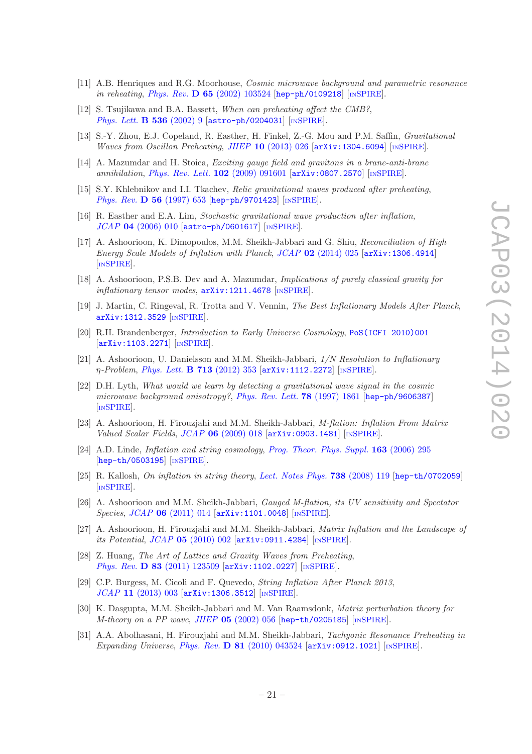[11] A.B. Henriques and R.G. Moorhouse, *Cosmic microwave background and parametric resonance in reheating*, *Phys. Rev.* **D 65** (2002) 103524 [hep-ph/0109218] [INSPIRE].

[12] S. Tsujikawa and B.A. Bassett, *When can preheating affect the CMB?*, *Phys. Lett.* **B 536** (2002) 9 [astro-ph/0204031] [INSPIRE].

[13] S.-Y. Zhou, E.J. Copeland, R. Easther, H. Finkel, Z.-G. Mou and P.M. Saffin, *Gravitational Waves from Oscillon Preheating*, *JHEP* **10** (2013) 026 [arXiv:1304.6094] [INSPIRE].

[14] A. Mazumdar and H. Stoica, *Exciting gauge field and gravitons in a brane-anti-brane annihilation*, *Phys. Rev. Lett.* **102** (2009) 091601 [arXiv:0807.2570] [INSPIRE].

[15] S.Y. Khlebnikov and I.I. Tkachev, *Relic gravitational waves produced after preheating*, *Phys. Rev.* **D 56** (1997) 653 [hep-ph/9701423] [INSPIRE].

[16] R. Easther and E.A. Lim, *Stochastic gravitational wave production after inflation*, *JCAP* **04** (2006) 010 [astro-ph/0601617] [INSPIRE].

[17] A. Ashoorioon, K. Dimopoulos, M.M. Sheikh-Jabbari and G. Shiu, *Reconciliation of High Energy Scale Models of Inflation with Planck*, *JCAP* **02** (2014) 025 [arXiv:1306.4914] [INSPIRE].

[18] A. Ashoorioon, P.S.B. Dev and A. Mazumdar, *Implications of purely classical gravity for inflationary tensor modes*, arXiv:1211.4678 [INSPIRE].

[19] J. Martin, C. Ringeval, R. Trotta and V. Vennin, *The Best Inflationary Models After Planck*, arXiv:1312.3529 [INSPIRE].

[20] R.H. Brandenberger, *Introduction to Early Universe Cosmology*, PoS(ICFI 2010)001 [arXiv:1103.2271] [INSPIRE].

[21] A. Ashoorioon, U. Danielsson and M.M. Sheikh-Jabbari, *1/N Resolution to Inflationary $\eta$-Problem*, *Phys. Lett.* **B 713** (2012) 353 [arXiv:1112.2272] [INSPIRE].

[22] D.H. Lyth, *What would we learn by detecting a gravitational wave signal in the cosmic microwave background anisotropy?*, *Phys. Rev. Lett.* **78** (1997) 1861 [hep-ph/9606387] [INSPIRE].

[23] A. Ashoorioon, H. Firouzjahi and M.M. Sheikh-Jabbari, *M-flation: Inflation From Matrix Valued Scalar Fields*, *JCAP* **06** (2009) 018 [arXiv:0903.1481] [INSPIRE].

[24] A.D. Linde, *Inflation and string cosmology*, *Prog. Theor. Phys. Suppl.* **163** (2006) 295 [hep-th/0503195] [INSPIRE].

[25] R. Kallosh, *On inflation in string theory*, *Lect. Notes Phys.* **738** (2008) 119 [hep-th/0702059] [INSPIRE].

[26] A. Ashoorioon and M.M. Sheikh-Jabbari, *Gauged M-flation, its UV sensitivity and Spectator Species*, *JCAP* **06** (2011) 014 [arXiv:1101.0048] [INSPIRE].

[27] A. Ashoorioon, H. Firouzjahi and M.M. Sheikh-Jabbari, *Matrix Inflation and the Landscape of its Potential*, *JCAP* **05** (2010) 002 [arXiv:0911.4284] [INSPIRE].

[28] Z. Huang, *The Art of Lattice and Gravity Waves from Preheating*, *Phys. Rev.* **D 83** (2011) 123509 [arXiv:1102.0227] [INSPIRE].

[29] C.P. Burgess, M. Cicoli and F. Quevedo, *String Inflation After Planck 2013*, *JCAP* **11** (2013) 003 [arXiv:1306.3512] [INSPIRE].

[30] K. Dasgupta, M.M. Sheikh-Jabbari and M. Van Raamsdonk, *Matrix perturbation theory for M-theory on a PP wave*, *JHEP* **05** (2002) 056 [hep-th/0205185] [INSPIRE].

[31] A.A. Abolhasani, H. Firouzjahi and M.M. Sheikh-Jabbari, *Tachyonic Resonance Preheating in Expanding Universe*, *Phys. Rev.* **D 81** (2010) 043524 [arXiv:0912.1021] [INSPIRE].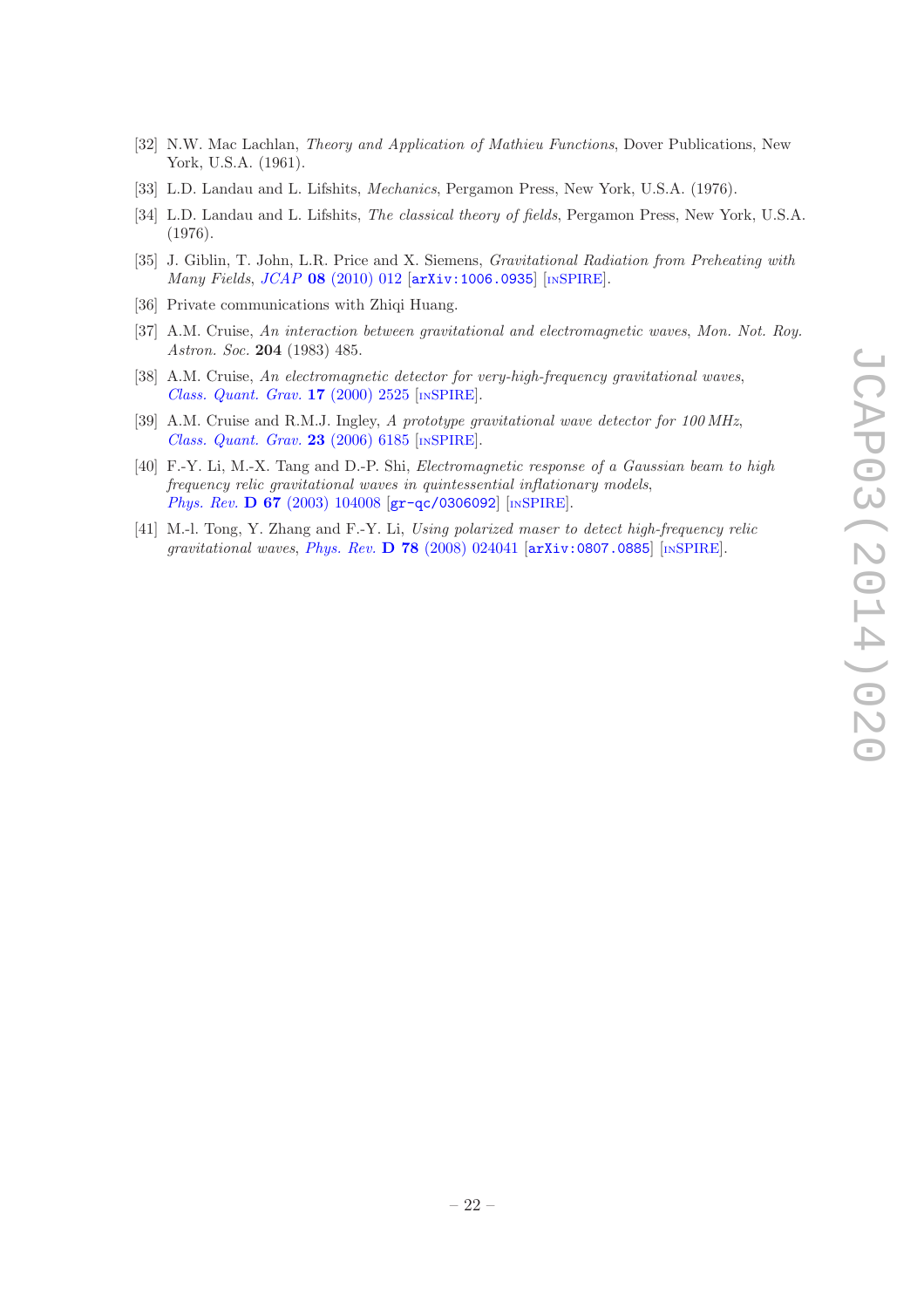[32] N.W. Mac Lachlan, *Theory and Application of Mathieu Functions*, Dover Publications, New York, U.S.A. (1961).

[33] L.D. Landau and L. Lifshits, *Mechanics*, Pergamon Press, New York, U.S.A. (1976).

[34] L.D. Landau and L. Lifshits, *The classical theory of fields*, Pergamon Press, New York, U.S.A. (1976).

[35] J. Giblin, T. John, L.R. Price and X. Siemens, *Gravitational Radiation from Preheating with Many Fields*, *JCAP* **08** (2010) 012 [arXiv:1006.0935] [INSPIRE].

[36] Private communications with Zhiqi Huang.

[37] A.M. Cruise, *An interaction between gravitational and electromagnetic waves*, *Mon. Not. Roy. Astron. Soc.* **204** (1983) 485.

[38] A.M. Cruise, *An electromagnetic detector for very-high-frequency gravitational waves*, *Class. Quant. Grav.* **17** (2000) 2525 [INSPIRE].

[39] A.M. Cruise and R.M.J. Ingley, *A prototype gravitational wave detector for 100 MHz*, *Class. Quant. Grav.* **23** (2006) 6185 [INSPIRE].

[40] F.-Y. Li, M.-X. Tang and D.-P. Shi, *Electromagnetic response of a Gaussian beam to high frequency relic gravitational waves in quintessential inflationary models*, *Phys. Rev.* **D 67** (2003) 104008 [gr-qc/0306092] [INSPIRE].

[41] M.-l. Tong, Y. Zhang and F.-Y. Li, *Using polarized maser to detect high-frequency relic gravitational waves*, *Phys. Rev.* **D 78** (2008) 024041 [arXiv:0807.0885] [INSPIRE].